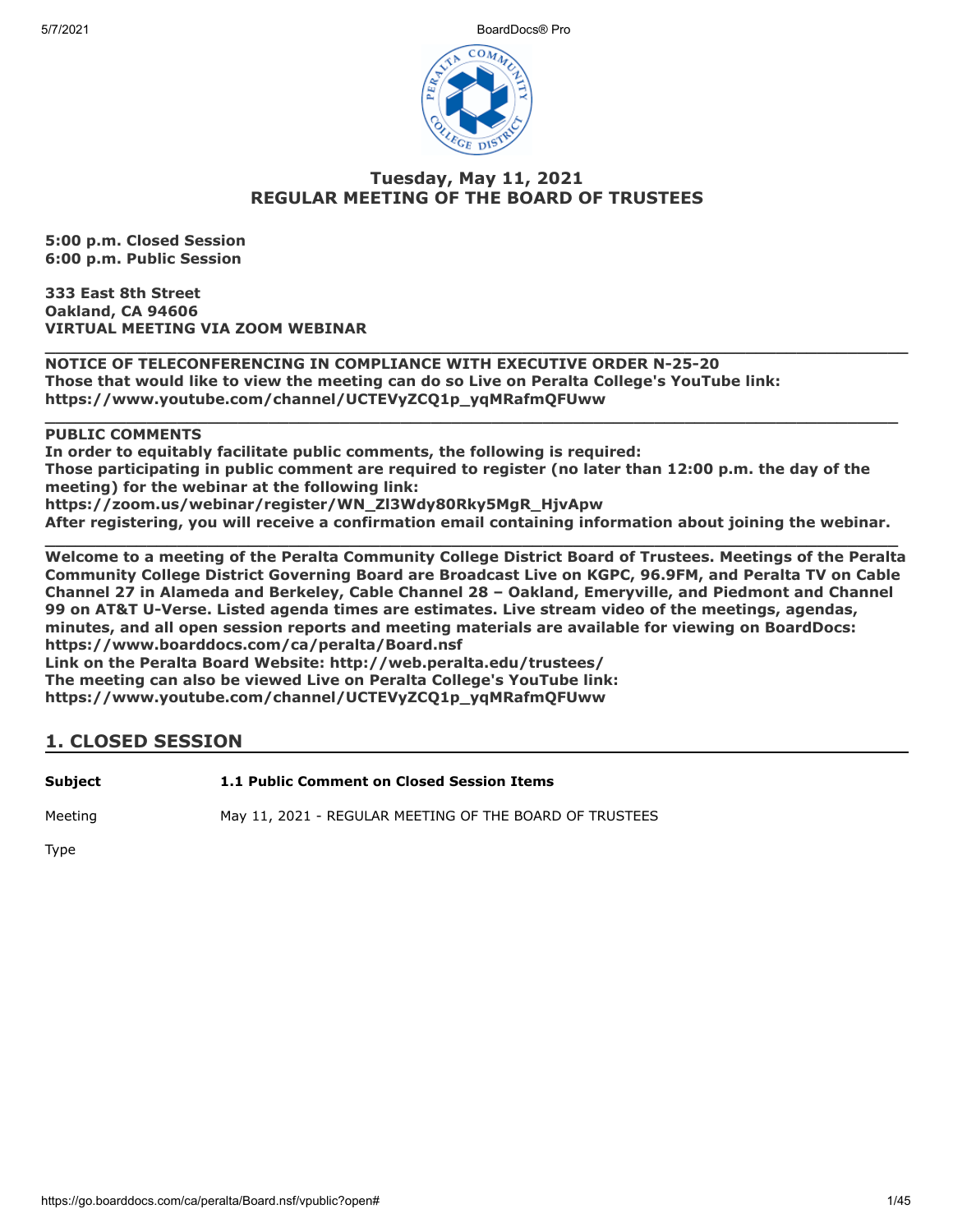## Tuesday, May 11, 2021
## REGULAR MEETING OF THE BOARD OF TRUSTEES

**5:00 p.m. Closed Session**
**6:00 p.m. Public Session**

**333 East 8th Street**
**Oakland, CA 94606**
**VIRTUAL MEETING VIA ZOOM WEBINAR**

---

**NOTICE OF TELECONFERENCING IN COMPLIANCE WITH EXECUTIVE ORDER N-25-20**
**Those that would like to view the meeting can do so Live on Peralta College's YouTube link:**
**https://www.youtube.com/channel/UCTEVyZCQ1p_yqMRafmQFUww**

---

**PUBLIC COMMENTS**
**In order to equitably facilitate public comments, the following is required:**
**Those participating in public comment are required to register (no later than 12:00 p.m. the day of the meeting) for the webinar at the following link:**
**https://zoom.us/webinar/register/WN_Zl3Wdy80Rky5MgR_HjvApw**
**After registering, you will receive a confirmation email containing information about joining the webinar.**

---

**Welcome to a meeting of the Peralta Community College District Board of Trustees. Meetings of the Peralta Community College District Governing Board are Broadcast Live on KGPC, 96.9FM, and Peralta TV on Cable Channel 27 in Alameda and Berkeley, Cable Channel 28 – Oakland, Emeryville, and Piedmont and Channel 99 on AT&T U-Verse. Listed agenda times are estimates. Live stream video of the meetings, agendas, minutes, and all open session reports and meeting materials are available for viewing on BoardDocs: https://www.boarddocs.com/ca/peralta/Board.nsf**
**Link on the Peralta Board Website: http://web.peralta.edu/trustees/**
**The meeting can also be viewed Live on Peralta College's YouTube link:**
**https://www.youtube.com/channel/UCTEVyZCQ1p_yqMRafmQFUww**

## 1. CLOSED SESSION

| | |
|---|---|
| **Subject** | **1.1 Public Comment on Closed Session Items** |
| Meeting | May 11, 2021 - REGULAR MEETING OF THE BOARD OF TRUSTEES |
| Type | |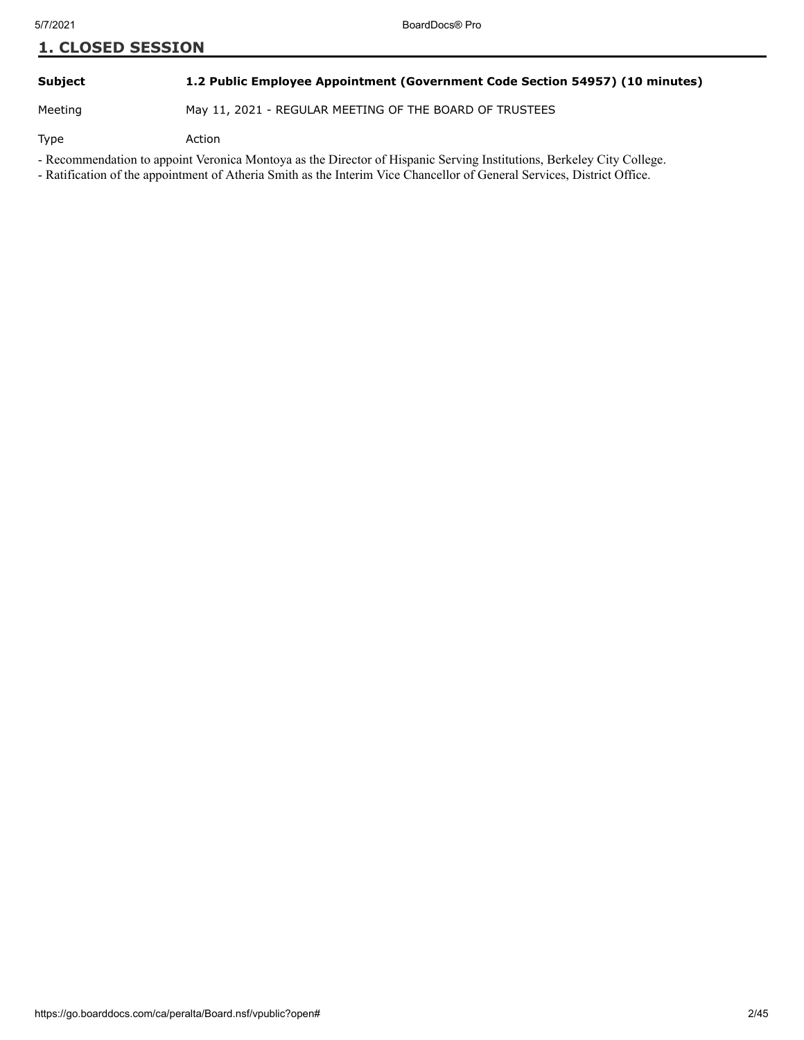## 1. CLOSED SESSION

| | |
|---|---|
| **Subject** | **1.2 Public Employee Appointment (Government Code Section 54957) (10 minutes)** |
| Meeting | May 11, 2021 - REGULAR MEETING OF THE BOARD OF TRUSTEES |
| Type | Action |

- Recommendation to appoint Veronica Montoya as the Director of Hispanic Serving Institutions, Berkeley City College.
- Ratification of the appointment of Atheria Smith as the Interim Vice Chancellor of General Services, District Office.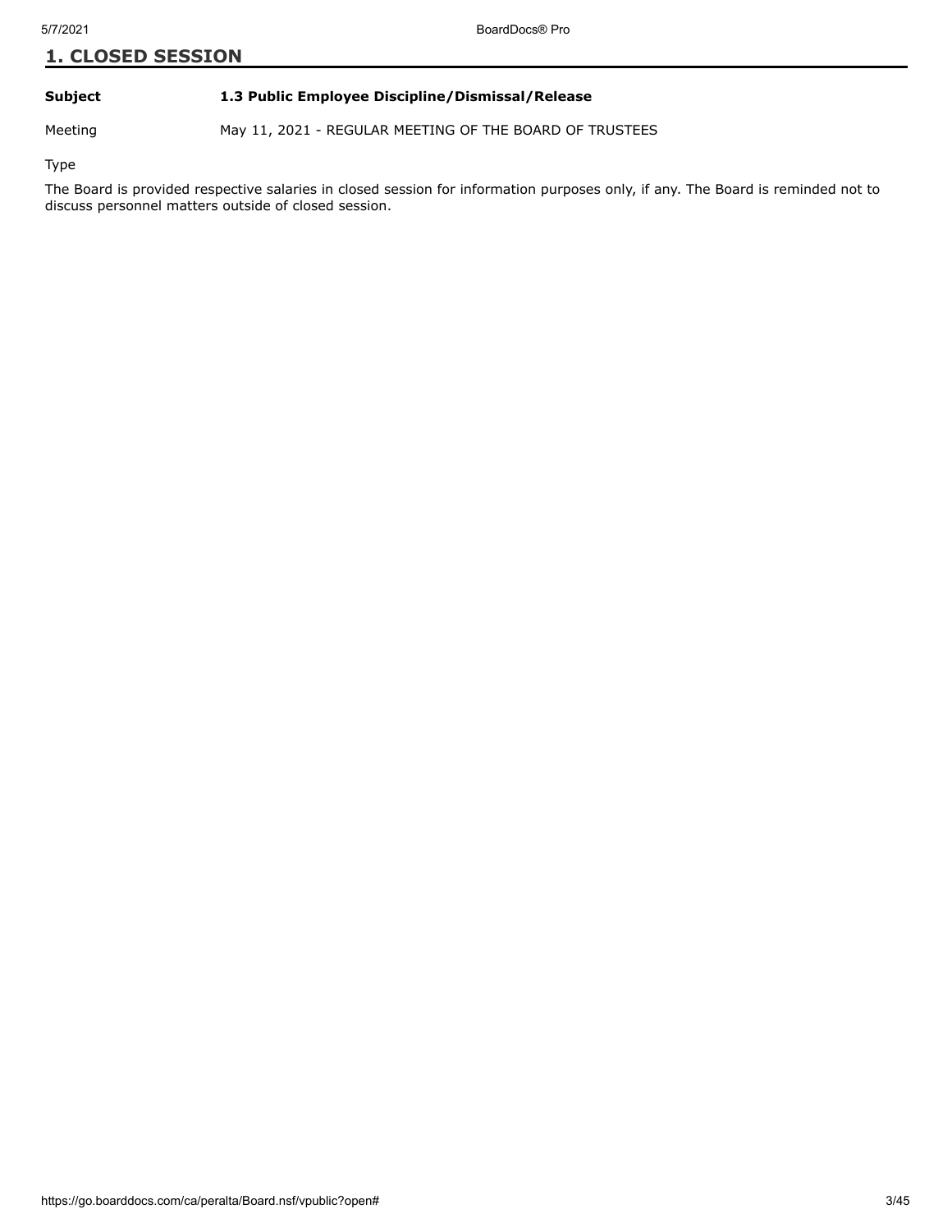## 1. CLOSED SESSION

| | |
|---|---|
| **Subject** | **1.3 Public Employee Discipline/Dismissal/Release** |
| Meeting | May 11, 2021 - REGULAR MEETING OF THE BOARD OF TRUSTEES |
| Type | |

The Board is provided respective salaries in closed session for information purposes only, if any. The Board is reminded not to discuss personnel matters outside of closed session.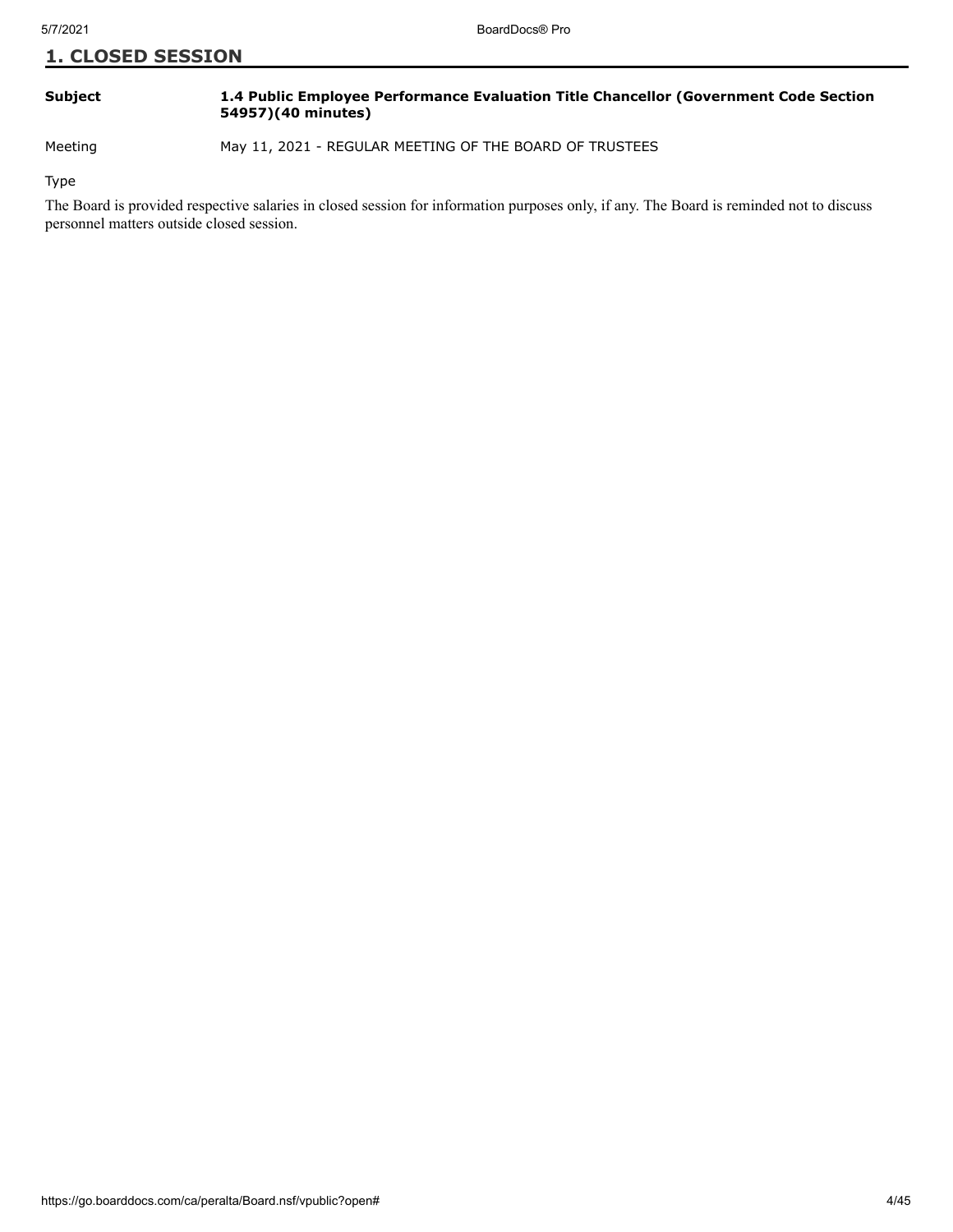## 1. CLOSED SESSION

**Subject** **1.4 Public Employee Performance Evaluation Title Chancellor (Government Code Section 54957)(40 minutes)**

Meeting May 11, 2021 - REGULAR MEETING OF THE BOARD OF TRUSTEES

Type

The Board is provided respective salaries in closed session for information purposes only, if any. The Board is reminded not to discuss personnel matters outside closed session.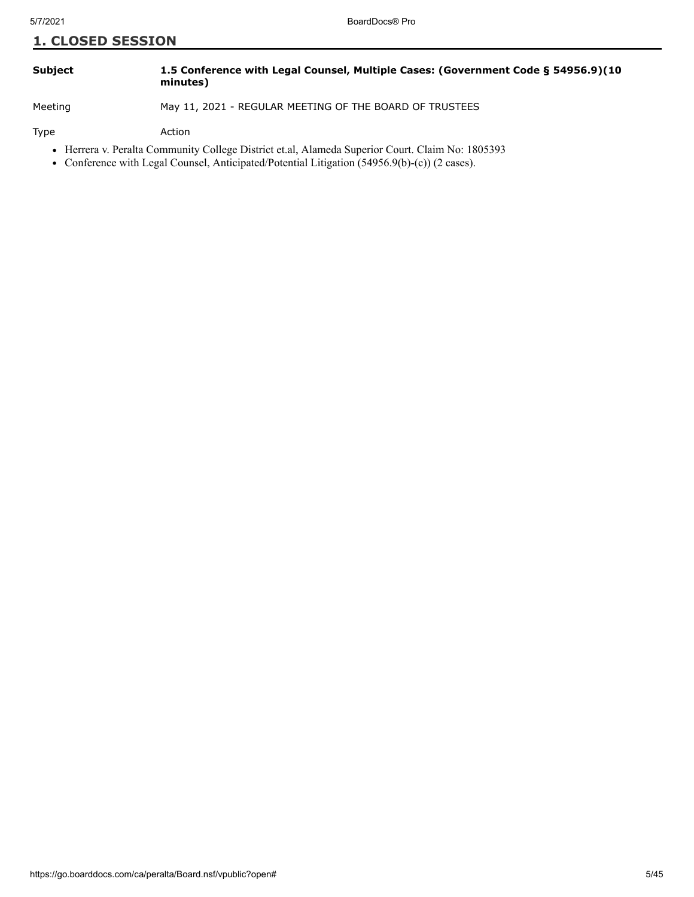## 1. CLOSED SESSION

| | |
|---|---|
| **Subject** | **1.5 Conference with Legal Counsel, Multiple Cases: (Government Code § 54956.9)(10 minutes)** |
| Meeting | May 11, 2021 - REGULAR MEETING OF THE BOARD OF TRUSTEES |
| Type | Action |

- Herrera v. Peralta Community College District et.al, Alameda Superior Court. Claim No: 1805393
- Conference with Legal Counsel, Anticipated/Potential Litigation (54956.9(b)-(c)) (2 cases).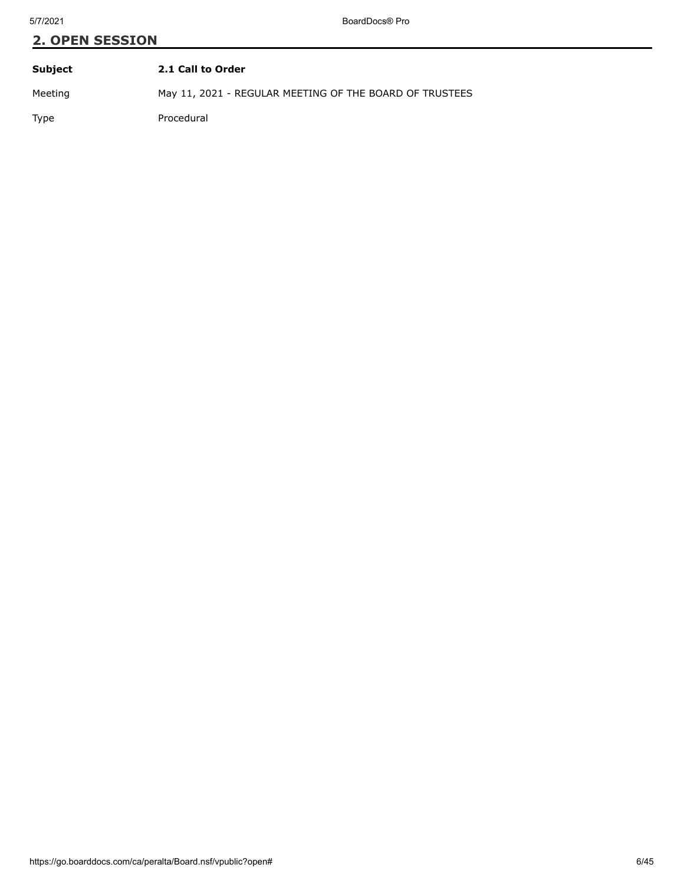## 2. OPEN SESSION

| | |
|---|---|
| **Subject** | **2.1 Call to Order** |
| Meeting | May 11, 2021 - REGULAR MEETING OF THE BOARD OF TRUSTEES |
| Type | Procedural |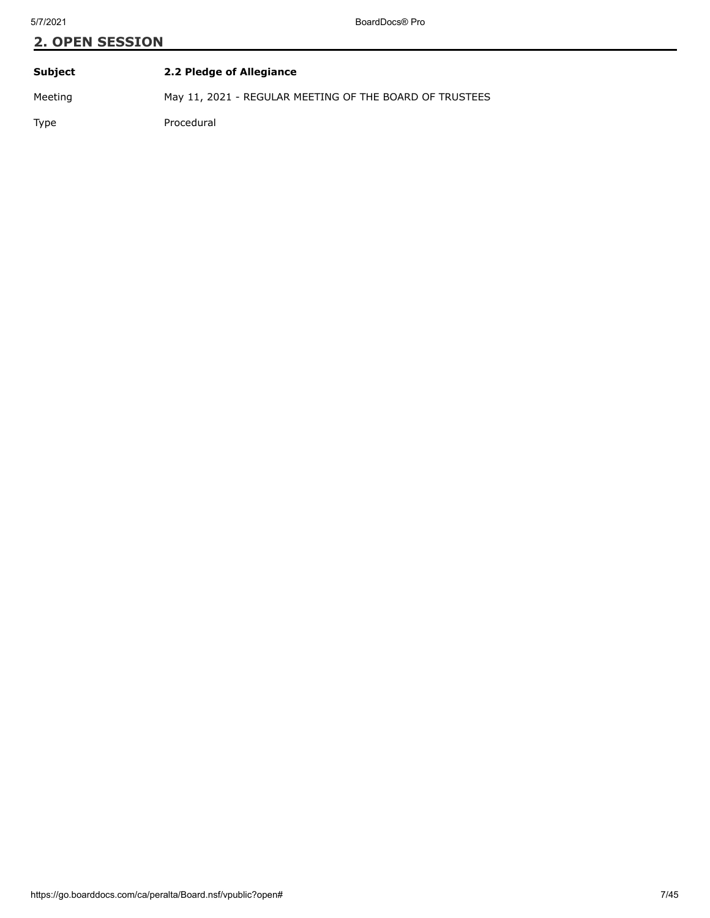## 2. OPEN SESSION

| **Subject** | **2.2 Pledge of Allegiance** |
| --- | --- |
| Meeting | May 11, 2021 - REGULAR MEETING OF THE BOARD OF TRUSTEES |
| Type | Procedural |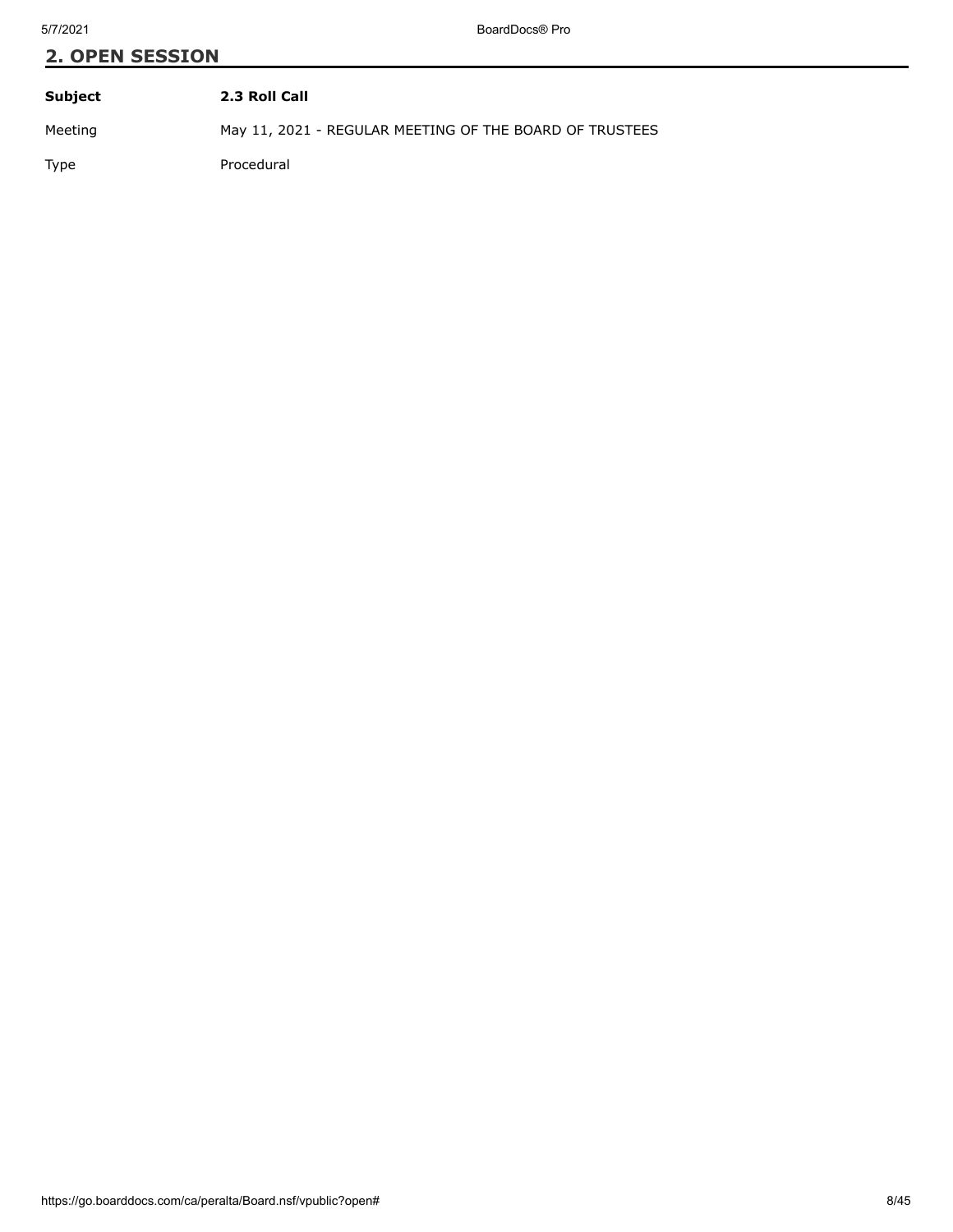## 2. OPEN SESSION

| **Subject** | **2.3 Roll Call** |
| --- | --- |
| Meeting | May 11, 2021 - REGULAR MEETING OF THE BOARD OF TRUSTEES |
| Type | Procedural |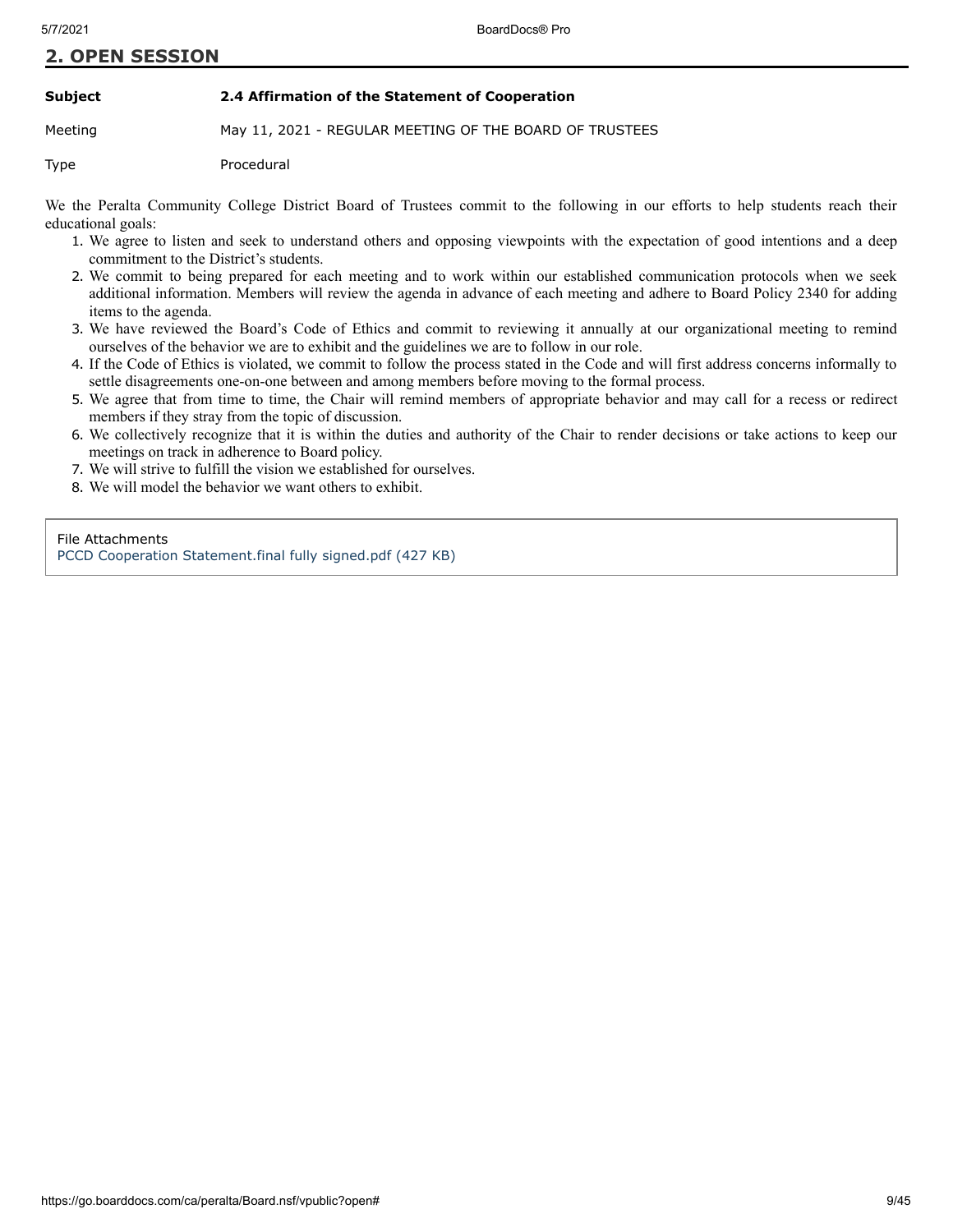## 2. OPEN SESSION

**Subject** **2.4 Affirmation of the Statement of Cooperation**

Meeting May 11, 2021 - REGULAR MEETING OF THE BOARD OF TRUSTEES

Type Procedural

We the Peralta Community College District Board of Trustees commit to the following in our efforts to help students reach their educational goals:

1. We agree to listen and seek to understand others and opposing viewpoints with the expectation of good intentions and a deep commitment to the District's students.
2. We commit to being prepared for each meeting and to work within our established communication protocols when we seek additional information. Members will review the agenda in advance of each meeting and adhere to Board Policy 2340 for adding items to the agenda.
3. We have reviewed the Board's Code of Ethics and commit to reviewing it annually at our organizational meeting to remind ourselves of the behavior we are to exhibit and the guidelines we are to follow in our role.
4. If the Code of Ethics is violated, we commit to follow the process stated in the Code and will first address concerns informally to settle disagreements one-on-one between and among members before moving to the formal process.
5. We agree that from time to time, the Chair will remind members of appropriate behavior and may call for a recess or redirect members if they stray from the topic of discussion.
6. We collectively recognize that it is within the duties and authority of the Chair to render decisions or take actions to keep our meetings on track in adherence to Board policy.
7. We will strive to fulfill the vision we established for ourselves.
8. We will model the behavior we want others to exhibit.

File Attachments
PCCD Cooperation Statement.final fully signed.pdf (427 KB)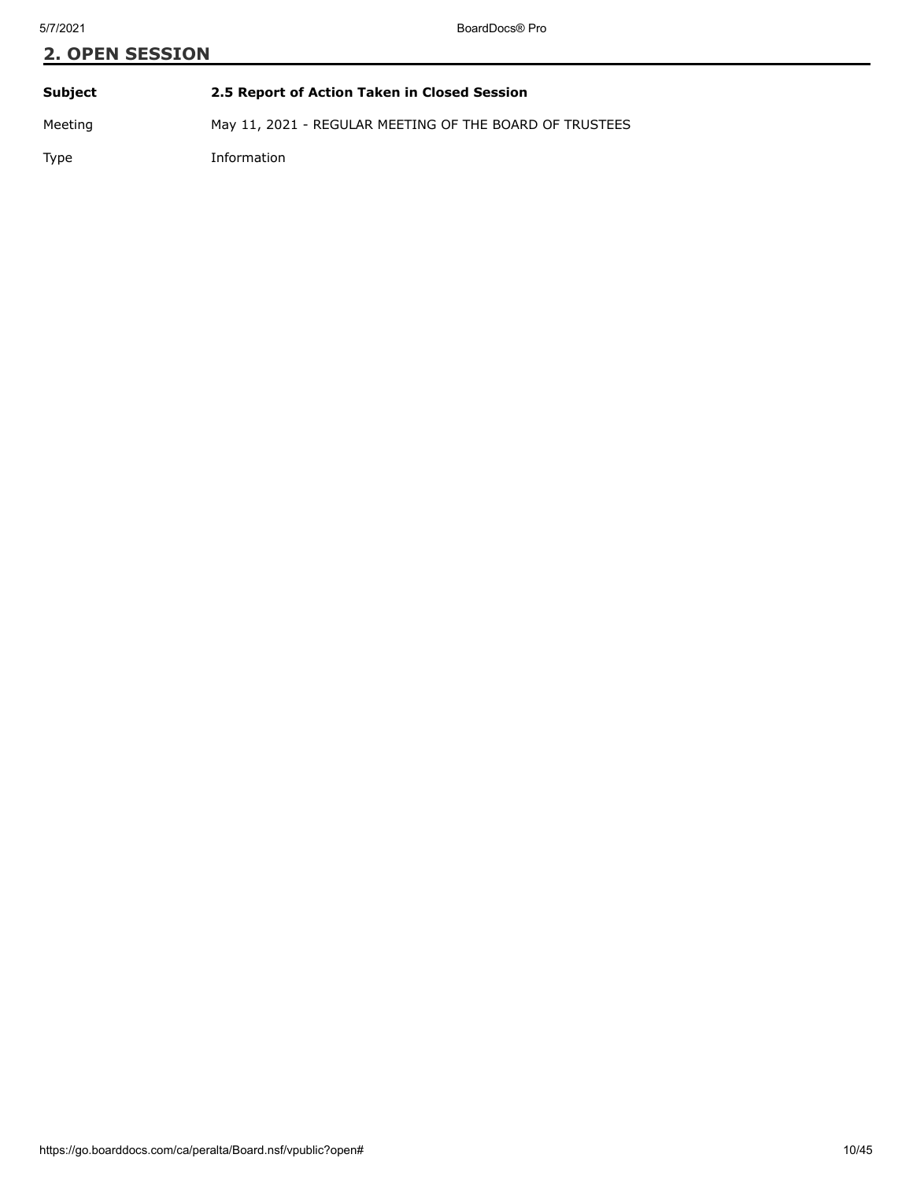## 2. OPEN SESSION

| | |
|---|---|
| **Subject** | **2.5 Report of Action Taken in Closed Session** |
| Meeting | May 11, 2021 - REGULAR MEETING OF THE BOARD OF TRUSTEES |
| Type | Information |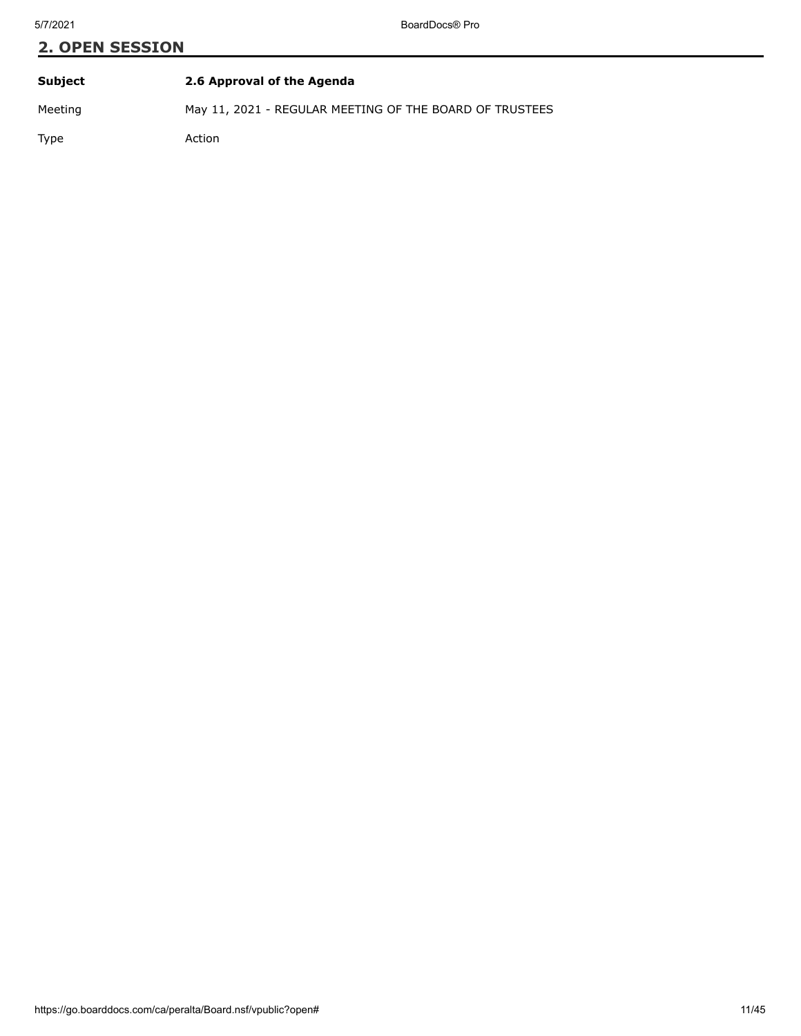## 2. OPEN SESSION

| Subject | 2.6 Approval of the Agenda |
| --- | --- |
| Meeting | May 11, 2021 - REGULAR MEETING OF THE BOARD OF TRUSTEES |
| Type | Action |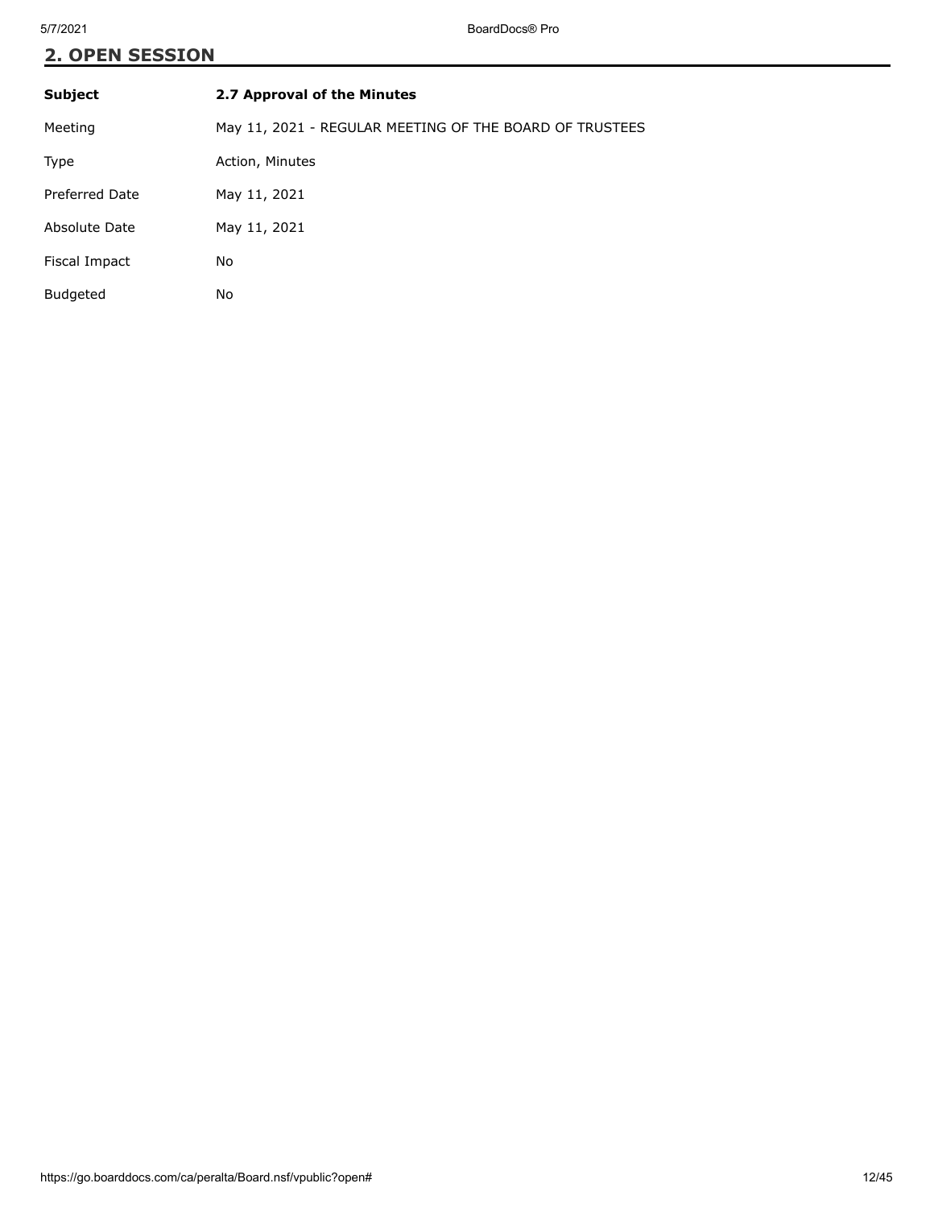## 2. OPEN SESSION

| Subject | 2.7 Approval of the Minutes |
| --- | --- |
| Meeting | May 11, 2021 - REGULAR MEETING OF THE BOARD OF TRUSTEES |
| Type | Action, Minutes |
| Preferred Date | May 11, 2021 |
| Absolute Date | May 11, 2021 |
| Fiscal Impact | No |
| Budgeted | No |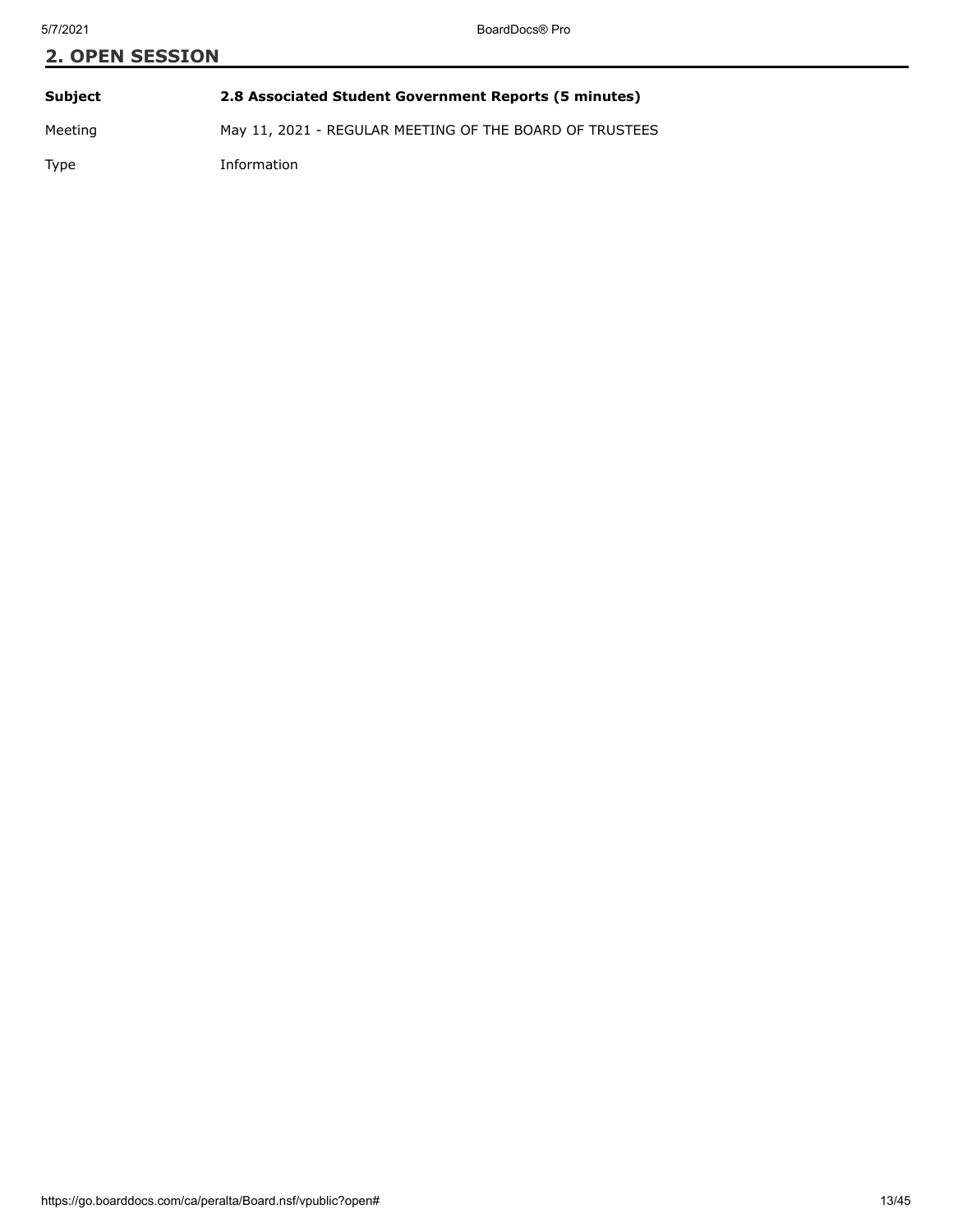## 2. OPEN SESSION

| | |
|---|---|
| **Subject** | **2.8 Associated Student Government Reports (5 minutes)** |
| Meeting | May 11, 2021 - REGULAR MEETING OF THE BOARD OF TRUSTEES |
| Type | Information |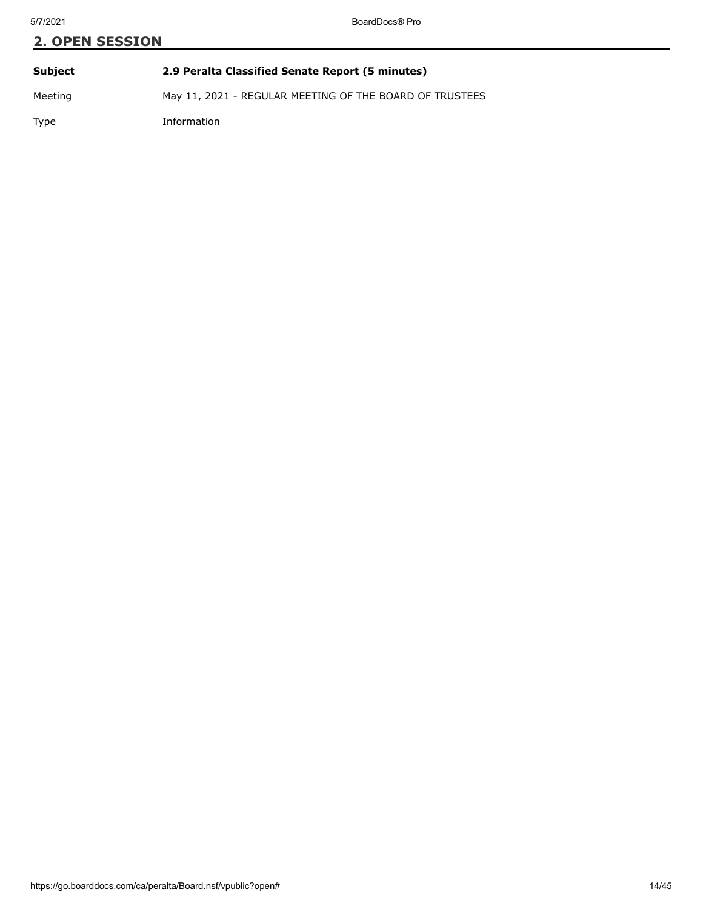## 2. OPEN SESSION

| | |
|---|---|
| **Subject** | **2.9 Peralta Classified Senate Report (5 minutes)** |
| Meeting | May 11, 2021 - REGULAR MEETING OF THE BOARD OF TRUSTEES |
| Type | Information |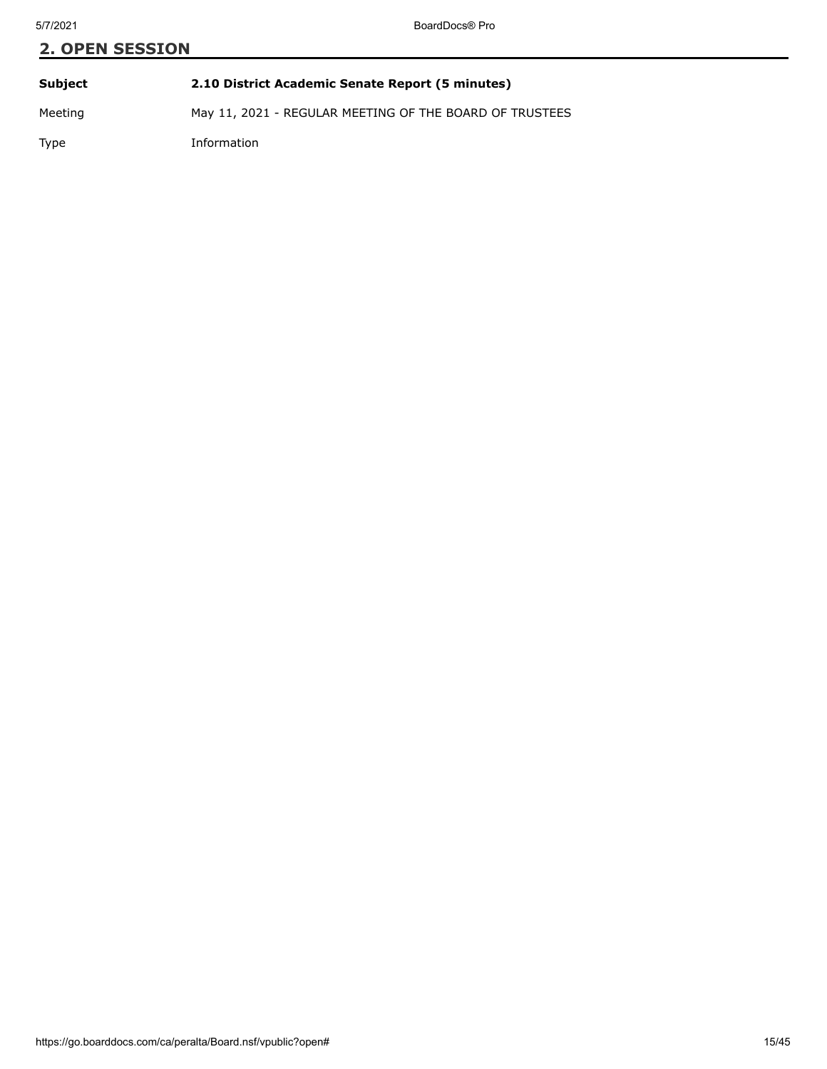## 2. OPEN SESSION

| Subject | 2.10 District Academic Senate Report (5 minutes) |
| --- | --- |
| Meeting | May 11, 2021 - REGULAR MEETING OF THE BOARD OF TRUSTEES |
| Type | Information |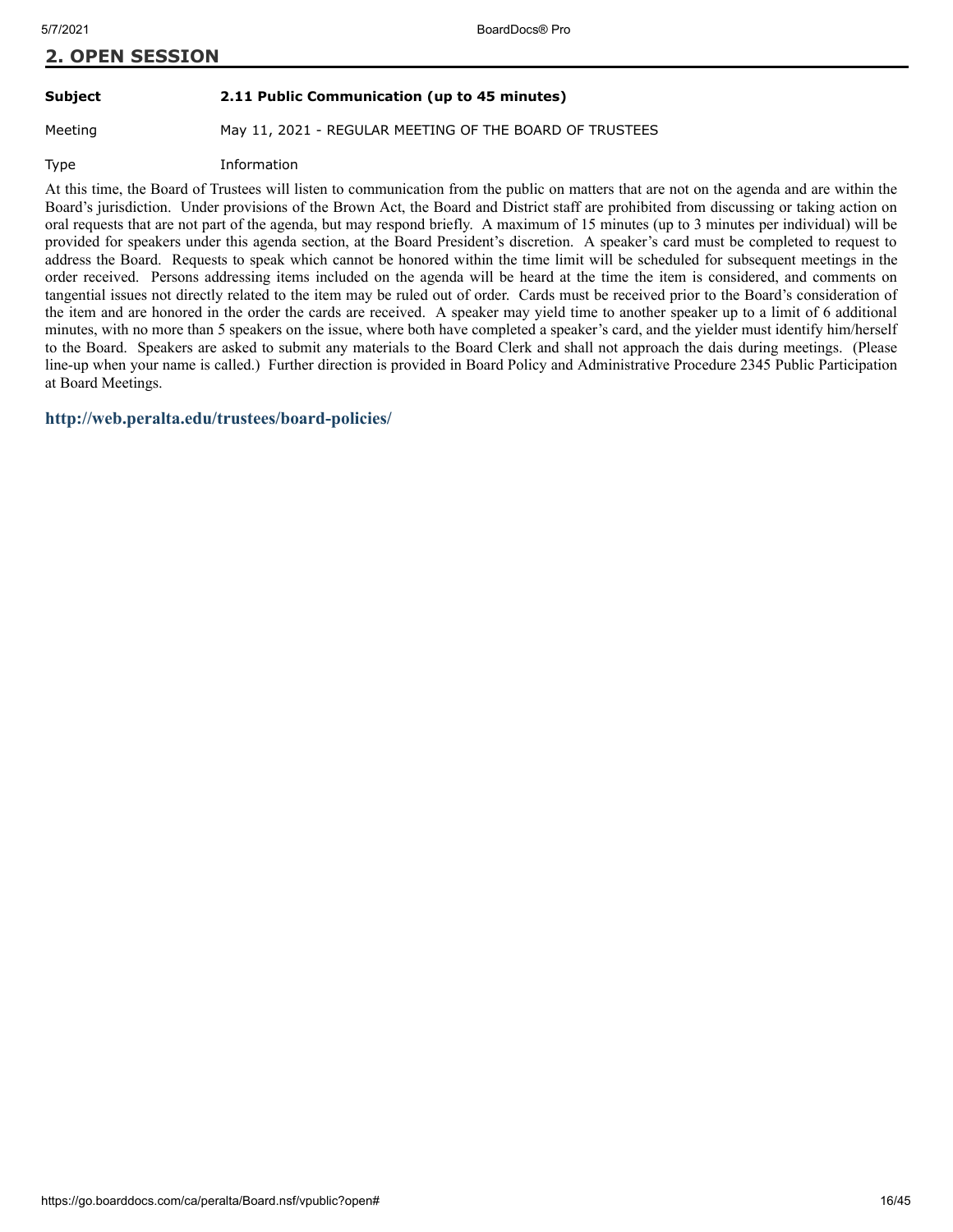## 2. OPEN SESSION

| | |
|---|---|
| **Subject** | **2.11 Public Communication (up to 45 minutes)** |
| Meeting | May 11, 2021 - REGULAR MEETING OF THE BOARD OF TRUSTEES |
| Type | Information |

At this time, the Board of Trustees will listen to communication from the public on matters that are not on the agenda and are within the Board's jurisdiction. Under provisions of the Brown Act, the Board and District staff are prohibited from discussing or taking action on oral requests that are not part of the agenda, but may respond briefly. A maximum of 15 minutes (up to 3 minutes per individual) will be provided for speakers under this agenda section, at the Board President's discretion. A speaker's card must be completed to request to address the Board. Requests to speak which cannot be honored within the time limit will be scheduled for subsequent meetings in the order received. Persons addressing items included on the agenda will be heard at the time the item is considered, and comments on tangential issues not directly related to the item may be ruled out of order. Cards must be received prior to the Board's consideration of the item and are honored in the order the cards are received. A speaker may yield time to another speaker up to a limit of 6 additional minutes, with no more than 5 speakers on the issue, where both have completed a speaker's card, and the yielder must identify him/herself to the Board. Speakers are asked to submit any materials to the Board Clerk and shall not approach the dais during meetings. (Please line-up when your name is called.) Further direction is provided in Board Policy and Administrative Procedure 2345 Public Participation at Board Meetings.

**http://web.peralta.edu/trustees/board-policies/**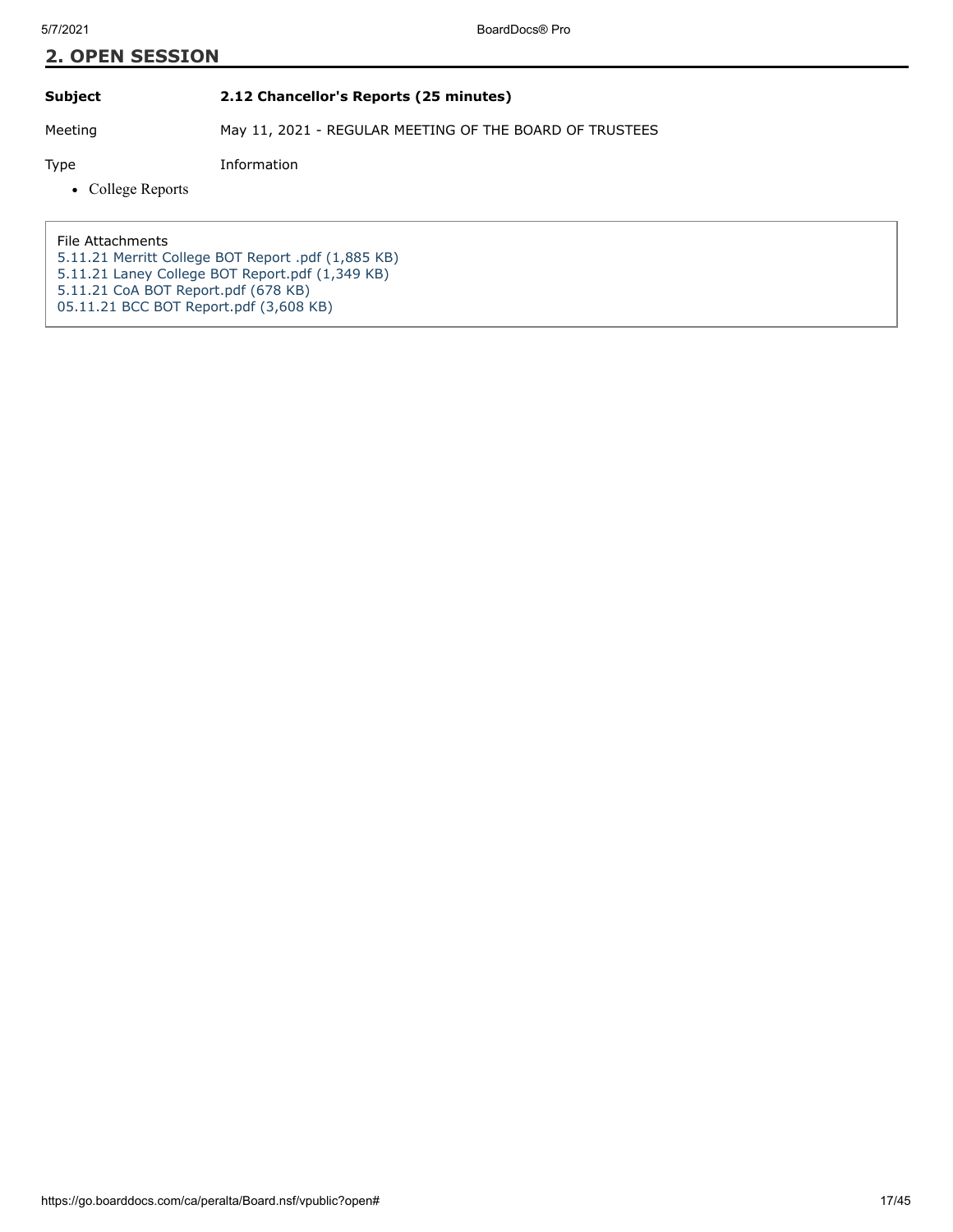## 2. OPEN SESSION

| | |
|---|---|
| **Subject** | **2.12 Chancellor's Reports (25 minutes)** |
| Meeting | May 11, 2021 - REGULAR MEETING OF THE BOARD OF TRUSTEES |
| Type | Information |

- College Reports

File Attachments
5.11.21 Merritt College BOT Report .pdf (1,885 KB)
5.11.21 Laney College BOT Report.pdf (1,349 KB)
5.11.21 CoA BOT Report.pdf (678 KB)
05.11.21 BCC BOT Report.pdf (3,608 KB)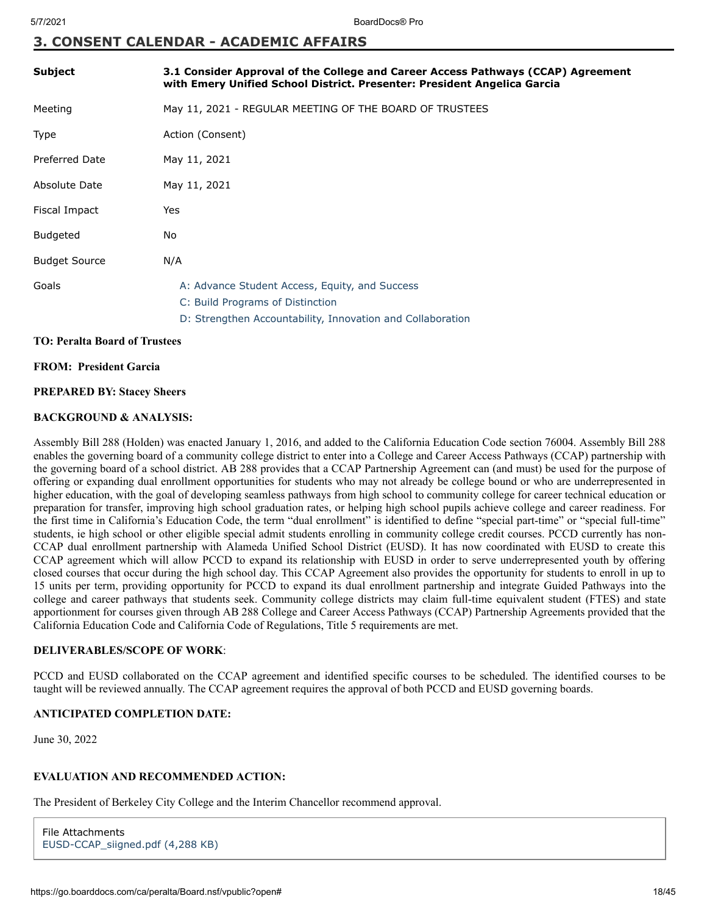## 3. CONSENT CALENDAR - ACADEMIC AFFAIRS

| | |
|---|---|
| **Subject** | **3.1 Consider Approval of the College and Career Access Pathways (CCAP) Agreement with Emery Unified School District. Presenter: President Angelica Garcia** |
| Meeting | May 11, 2021 - REGULAR MEETING OF THE BOARD OF TRUSTEES |
| Type | Action (Consent) |
| Preferred Date | May 11, 2021 |
| Absolute Date | May 11, 2021 |
| Fiscal Impact | Yes |
| Budgeted | No |
| Budget Source | N/A |
| Goals | A: Advance Student Access, Equity, and Success<br>C: Build Programs of Distinction<br>D: Strengthen Accountability, Innovation and Collaboration |

**TO: Peralta Board of Trustees**

**FROM: President Garcia**

**PREPARED BY: Stacey Sheers**

**BACKGROUND & ANALYSIS:**

Assembly Bill 288 (Holden) was enacted January 1, 2016, and added to the California Education Code section 76004. Assembly Bill 288 enables the governing board of a community college district to enter into a College and Career Access Pathways (CCAP) partnership with the governing board of a school district. AB 288 provides that a CCAP Partnership Agreement can (and must) be used for the purpose of offering or expanding dual enrollment opportunities for students who may not already be college bound or who are underrepresented in higher education, with the goal of developing seamless pathways from high school to community college for career technical education or preparation for transfer, improving high school graduation rates, or helping high school pupils achieve college and career readiness. For the first time in California's Education Code, the term "dual enrollment" is identified to define "special part-time" or "special full-time" students, ie high school or other eligible special admit students enrolling in community college credit courses. PCCD currently has non-CCAP dual enrollment partnership with Alameda Unified School District (EUSD). It has now coordinated with EUSD to create this CCAP agreement which will allow PCCD to expand its relationship with EUSD in order to serve underrepresented youth by offering closed courses that occur during the high school day. This CCAP Agreement also provides the opportunity for students to enroll in up to 15 units per term, providing opportunity for PCCD to expand its dual enrollment partnership and integrate Guided Pathways into the college and career pathways that students seek. Community college districts may claim full-time equivalent student (FTES) and state apportionment for courses given through AB 288 College and Career Access Pathways (CCAP) Partnership Agreements provided that the California Education Code and California Code of Regulations, Title 5 requirements are met.

**DELIVERABLES/SCOPE OF WORK**:

PCCD and EUSD collaborated on the CCAP agreement and identified specific courses to be scheduled. The identified courses to be taught will be reviewed annually. The CCAP agreement requires the approval of both PCCD and EUSD governing boards.

**ANTICIPATED COMPLETION DATE:**

June 30, 2022

**EVALUATION AND RECOMMENDED ACTION:**

The President of Berkeley City College and the Interim Chancellor recommend approval.

File Attachments
EUSD-CCAP_siigned.pdf (4,288 KB)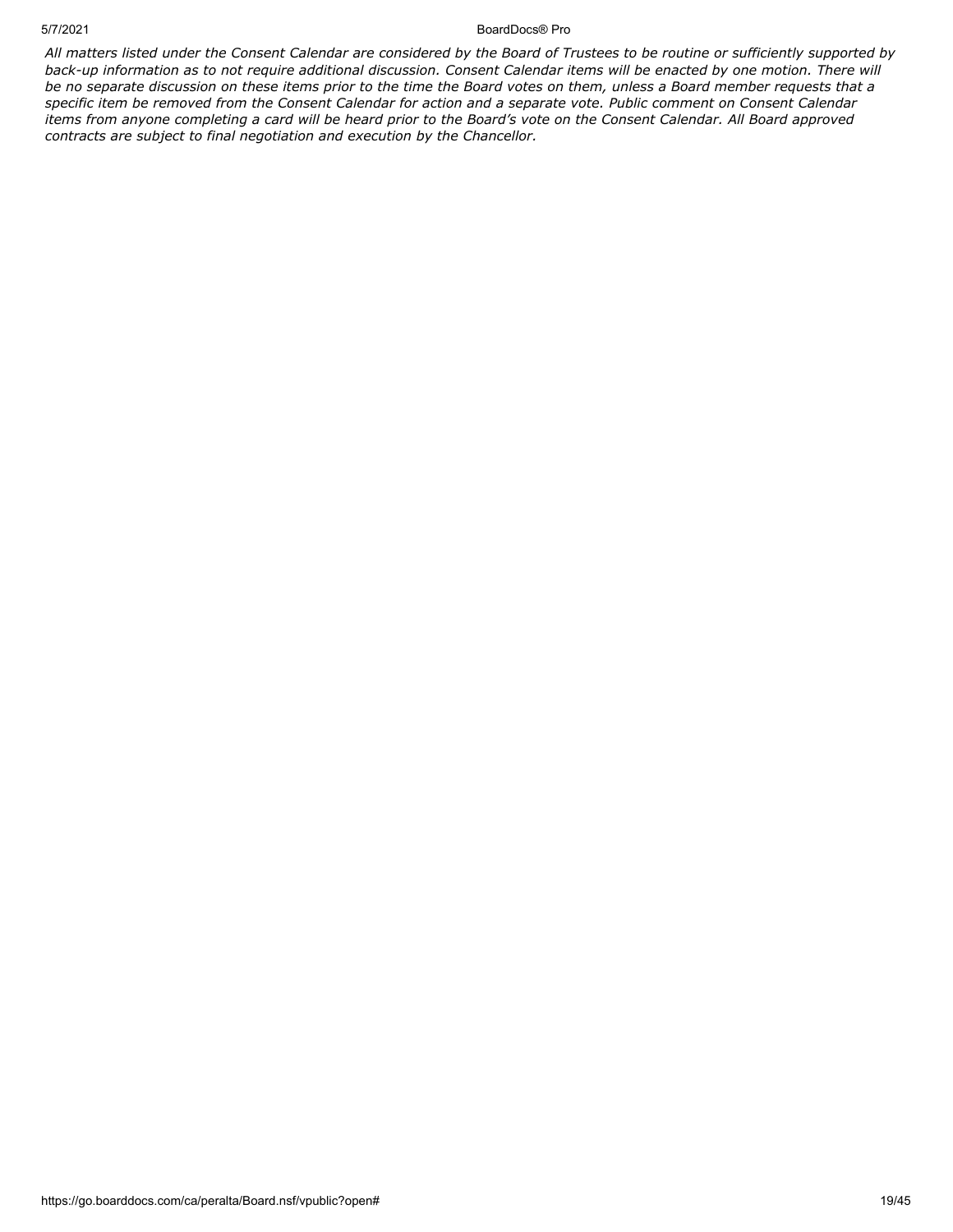*All matters listed under the Consent Calendar are considered by the Board of Trustees to be routine or sufficiently supported by back-up information as to not require additional discussion. Consent Calendar items will be enacted by one motion. There will be no separate discussion on these items prior to the time the Board votes on them, unless a Board member requests that a specific item be removed from the Consent Calendar for action and a separate vote. Public comment on Consent Calendar items from anyone completing a card will be heard prior to the Board's vote on the Consent Calendar. All Board approved contracts are subject to final negotiation and execution by the Chancellor.*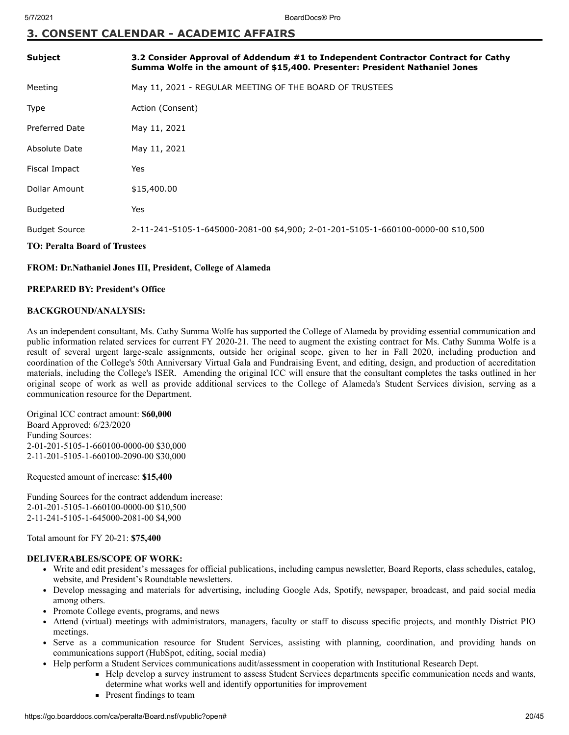## 3. CONSENT CALENDAR - ACADEMIC AFFAIRS

| | |
|---|---|
| **Subject** | **3.2 Consider Approval of Addendum #1 to Independent Contractor Contract for Cathy Summa Wolfe in the amount of $15,400. Presenter: President Nathaniel Jones** |
| Meeting | May 11, 2021 - REGULAR MEETING OF THE BOARD OF TRUSTEES |
| Type | Action (Consent) |
| Preferred Date | May 11, 2021 |
| Absolute Date | May 11, 2021 |
| Fiscal Impact | Yes |
| Dollar Amount | $15,400.00 |
| Budgeted | Yes |
| Budget Source | 2-11-241-5105-1-645000-2081-00 $4,900; 2-01-201-5105-1-660100-0000-00 $10,500 |

**TO: Peralta Board of Trustees**

**FROM: Dr.Nathaniel Jones III, President, College of Alameda**

**PREPARED BY: President's Office**

**BACKGROUND/ANALYSIS:**

As an independent consultant, Ms. Cathy Summa Wolfe has supported the College of Alameda by providing essential communication and public information related services for current FY 2020-21. The need to augment the existing contract for Ms. Cathy Summa Wolfe is a result of several urgent large-scale assignments, outside her original scope, given to her in Fall 2020, including production and coordination of the College's 50th Anniversary Virtual Gala and Fundraising Event, and editing, design, and production of accreditation materials, including the College's ISER. Amending the original ICC will ensure that the consultant completes the tasks outlined in her original scope of work as well as provide additional services to the College of Alameda's Student Services division, serving as a communication resource for the Department.

Original ICC contract amount: **$60,000**
Board Approved: 6/23/2020
Funding Sources:
2-01-201-5105-1-660100-0000-00 $30,000
2-11-201-5105-1-660100-2090-00 $30,000

Requested amount of increase: **$15,400**

Funding Sources for the contract addendum increase:
2-01-201-5105-1-660100-0000-00 $10,500
2-11-241-5105-1-645000-2081-00 $4,900

Total amount for FY 20-21: **$75,400**

**DELIVERABLES/SCOPE OF WORK:**

- Write and edit president's messages for official publications, including campus newsletter, Board Reports, class schedules, catalog, website, and President's Roundtable newsletters.
- Develop messaging and materials for advertising, including Google Ads, Spotify, newspaper, broadcast, and paid social media among others.
- Promote College events, programs, and news
- Attend (virtual) meetings with administrators, managers, faculty or staff to discuss specific projects, and monthly District PIO meetings.
- Serve as a communication resource for Student Services, assisting with planning, coordination, and providing hands on communications support (HubSpot, editing, social media)
- Help perform a Student Services communications audit/assessment in cooperation with Institutional Research Dept.
    - Help develop a survey instrument to assess Student Services departments specific communication needs and wants, determine what works well and identify opportunities for improvement
    - Present findings to team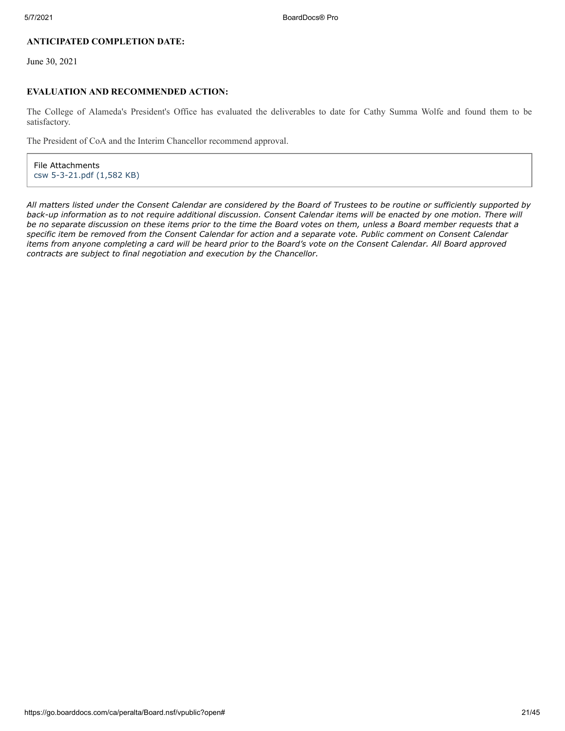**ANTICIPATED COMPLETION DATE:**

June 30, 2021

**EVALUATION AND RECOMMENDED ACTION:**

The College of Alameda's President's Office has evaluated the deliverables to date for Cathy Summa Wolfe and found them to be satisfactory.

The President of CoA and the Interim Chancellor recommend approval.

File Attachments
csw 5-3-21.pdf (1,582 KB)

*All matters listed under the Consent Calendar are considered by the Board of Trustees to be routine or sufficiently supported by back-up information as to not require additional discussion. Consent Calendar items will be enacted by one motion. There will be no separate discussion on these items prior to the time the Board votes on them, unless a Board member requests that a specific item be removed from the Consent Calendar for action and a separate vote. Public comment on Consent Calendar items from anyone completing a card will be heard prior to the Board's vote on the Consent Calendar. All Board approved contracts are subject to final negotiation and execution by the Chancellor.*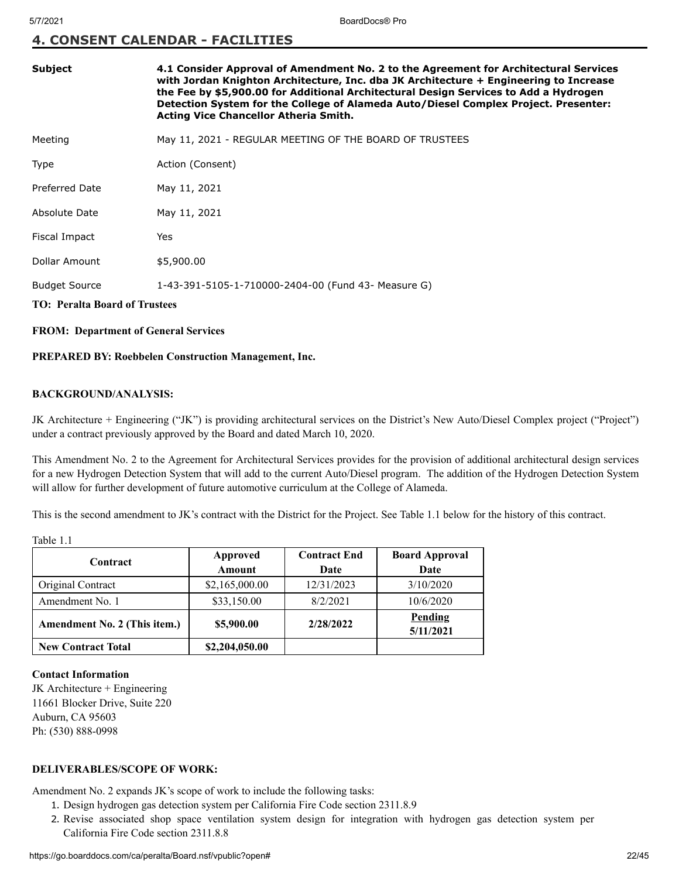## 4. CONSENT CALENDAR - FACILITIES

| | |
|---|---|
| **Subject** | **4.1 Consider Approval of Amendment No. 2 to the Agreement for Architectural Services with Jordan Knighton Architecture, Inc. dba JK Architecture + Engineering to Increase the Fee by $5,900.00 for Additional Architectural Design Services to Add a Hydrogen Detection System for the College of Alameda Auto/Diesel Complex Project. Presenter: Acting Vice Chancellor Atheria Smith.** |
| Meeting | May 11, 2021 - REGULAR MEETING OF THE BOARD OF TRUSTEES |
| Type | Action (Consent) |
| Preferred Date | May 11, 2021 |
| Absolute Date | May 11, 2021 |
| Fiscal Impact | Yes |
| Dollar Amount | $5,900.00 |
| Budget Source | 1-43-391-5105-1-710000-2404-00 (Fund 43- Measure G) |

**TO: Peralta Board of Trustees**

**FROM: Department of General Services**

**PREPARED BY: Roebbelen Construction Management, Inc.**

**BACKGROUND/ANALYSIS:**

JK Architecture + Engineering ("JK") is providing architectural services on the District's New Auto/Diesel Complex project ("Project") under a contract previously approved by the Board and dated March 10, 2020.

This Amendment No. 2 to the Agreement for Architectural Services provides for the provision of additional architectural design services for a new Hydrogen Detection System that will add to the current Auto/Diesel program. The addition of the Hydrogen Detection System will allow for further development of future automotive curriculum at the College of Alameda.

This is the second amendment to JK's contract with the District for the Project. See Table 1.1 below for the history of this contract.

Table 1.1

| Contract | Approved Amount | Contract End Date | Board Approval Date |
|---|---|---|---|
| Original Contract | $2,165,000.00 | 12/31/2023 | 3/10/2020 |
| Amendment No. 1 | $33,150.00 | 8/2/2021 | 10/6/2020 |
| **Amendment No. 2 (This item.)** | **$5,900.00** | **2/28/2022** | **Pending 5/11/2021** |
| **New Contract Total** | **$2,204,050.00** | | |

**Contact Information**
JK Architecture + Engineering
11661 Blocker Drive, Suite 220
Auburn, CA 95603
Ph: (530) 888-0998

**DELIVERABLES/SCOPE OF WORK:**

Amendment No. 2 expands JK's scope of work to include the following tasks:

1. Design hydrogen gas detection system per California Fire Code section 2311.8.9
2. Revise associated shop space ventilation system design for integration with hydrogen gas detection system per California Fire Code section 2311.8.8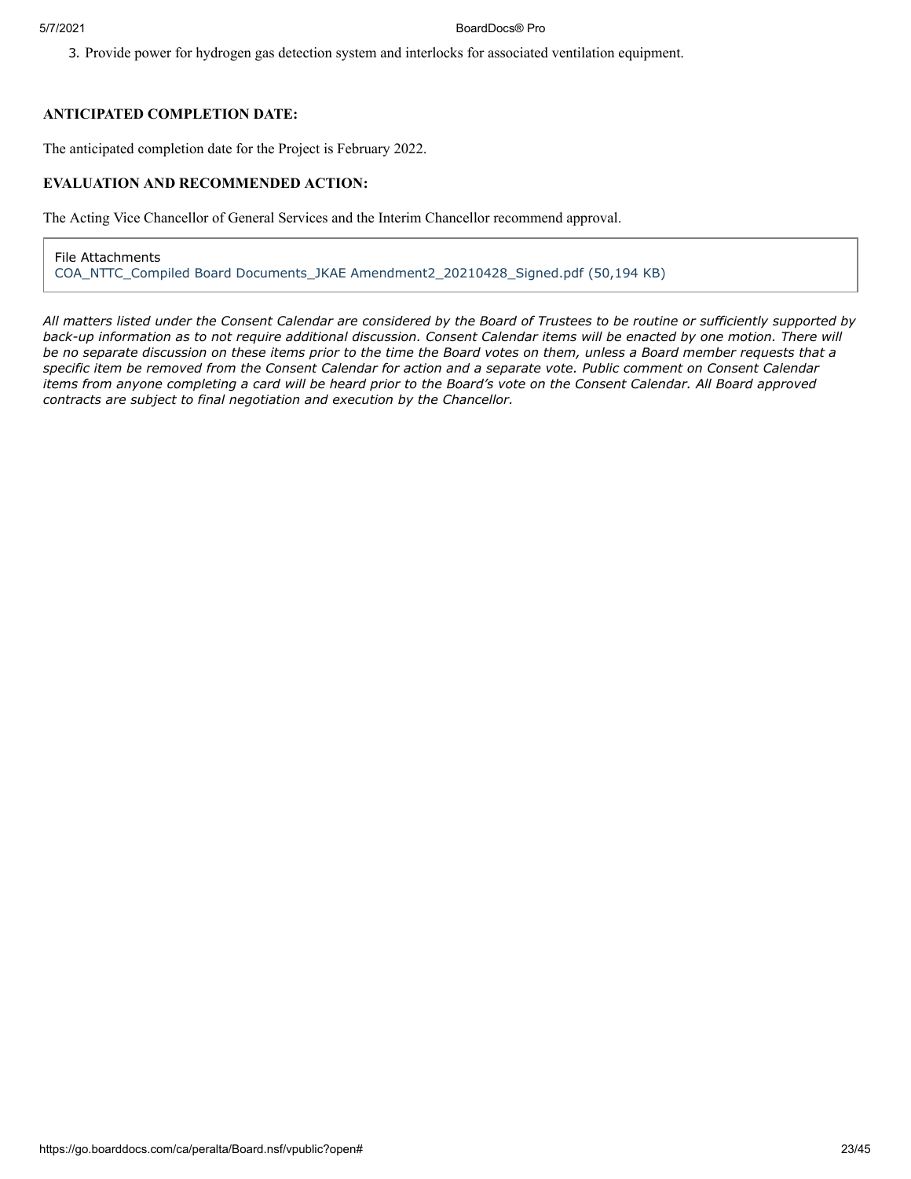3. Provide power for hydrogen gas detection system and interlocks for associated ventilation equipment.

**ANTICIPATED COMPLETION DATE:**

The anticipated completion date for the Project is February 2022.

**EVALUATION AND RECOMMENDED ACTION:**

The Acting Vice Chancellor of General Services and the Interim Chancellor recommend approval.

File Attachments
COA_NTTC_Compiled Board Documents_JKAE Amendment2_20210428_Signed.pdf (50,194 KB)

*All matters listed under the Consent Calendar are considered by the Board of Trustees to be routine or sufficiently supported by back-up information as to not require additional discussion. Consent Calendar items will be enacted by one motion. There will be no separate discussion on these items prior to the time the Board votes on them, unless a Board member requests that a specific item be removed from the Consent Calendar for action and a separate vote. Public comment on Consent Calendar items from anyone completing a card will be heard prior to the Board's vote on the Consent Calendar. All Board approved contracts are subject to final negotiation and execution by the Chancellor.*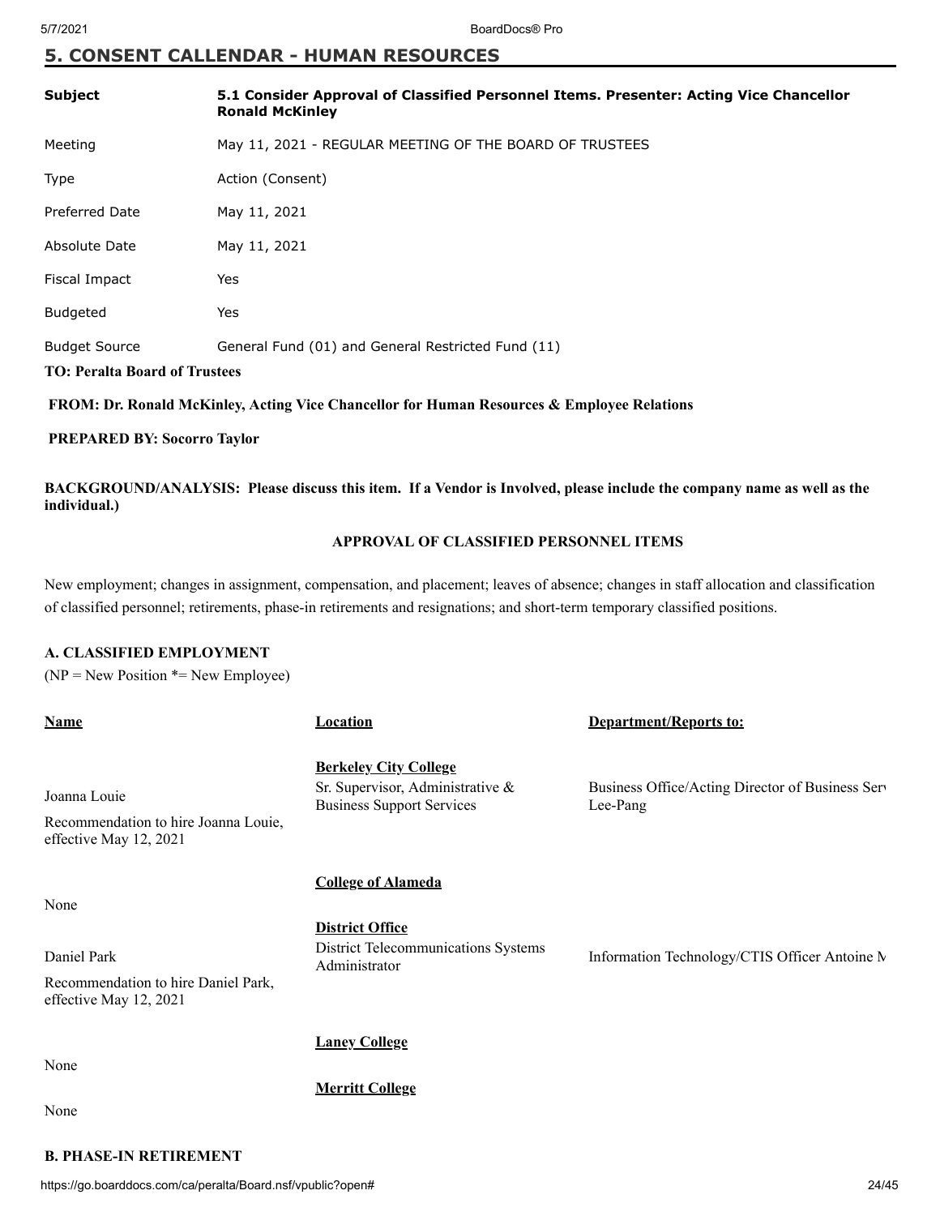## 5. CONSENT CALLENDAR - HUMAN RESOURCES

| | |
|---|---|
| **Subject** | **5.1 Consider Approval of Classified Personnel Items. Presenter: Acting Vice Chancellor Ronald McKinley** |
| Meeting | May 11, 2021 - REGULAR MEETING OF THE BOARD OF TRUSTEES |
| Type | Action (Consent) |
| Preferred Date | May 11, 2021 |
| Absolute Date | May 11, 2021 |
| Fiscal Impact | Yes |
| Budgeted | Yes |
| Budget Source | General Fund (01) and General Restricted Fund (11) |

**TO: Peralta Board of Trustees**

**FROM: Dr. Ronald McKinley, Acting Vice Chancellor for Human Resources & Employee Relations**

**PREPARED BY: Socorro Taylor**

**BACKGROUND/ANALYSIS: Please discuss this item. If a Vendor is Involved, please include the company name as well as the individual.)**

**APPROVAL OF CLASSIFIED PERSONNEL ITEMS**

New employment; changes in assignment, compensation, and placement; leaves of absence; changes in staff allocation and classification of classified personnel; retirements, phase-in retirements and resignations; and short-term temporary classified positions.

**A. CLASSIFIED EMPLOYMENT**

(NP = New Position *= New Employee)

| Name | Location | Department/Reports to: |
|---|---|---|
| | **Berkeley City College** | |
| Joanna Louie<br>Recommendation to hire Joanna Louie, effective May 12, 2021 | Sr. Supervisor, Administrative & Business Support Services | Business Office/Acting Director of Business Serv Lee-Pang |
| | **College of Alameda** | |
| None | | |
| | **District Office** | |
| Daniel Park<br>Recommendation to hire Daniel Park, effective May 12, 2021 | District Telecommunications Systems Administrator | Information Technology/CTIS Officer Antoine M |
| | **Laney College** | |
| None | | |
| | **Merritt College** | |
| None | | |

**B. PHASE-IN RETIREMENT**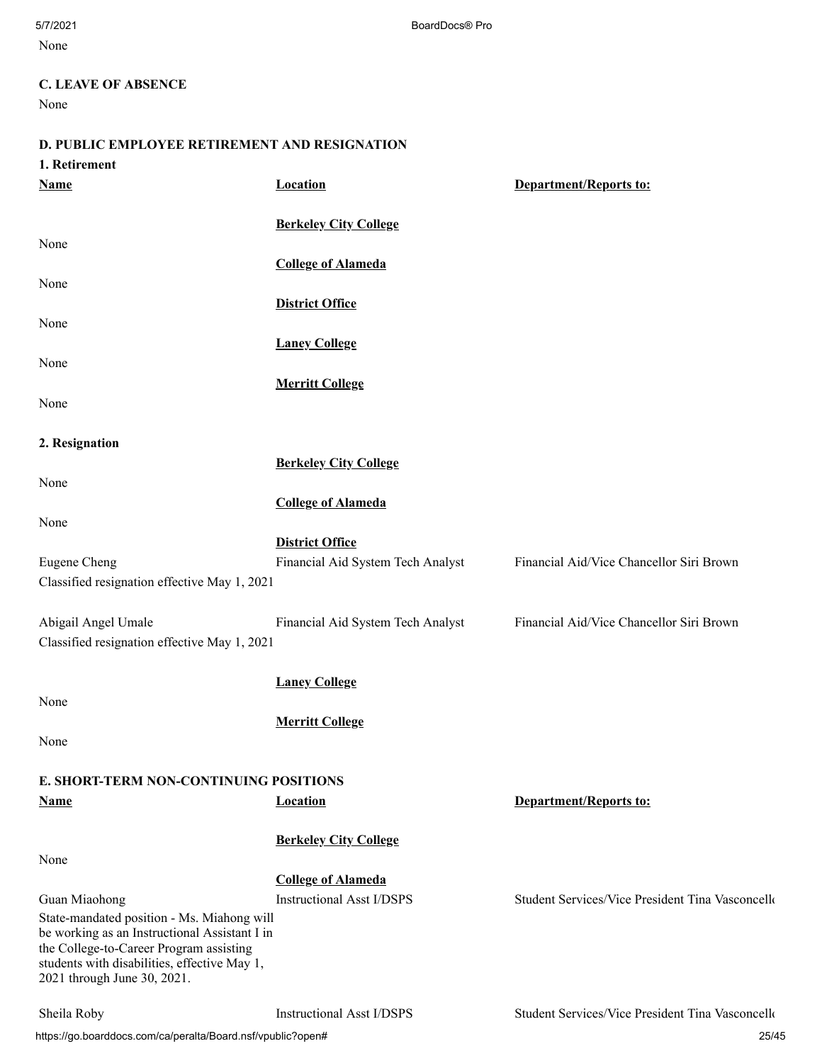None

**C. LEAVE OF ABSENCE**

None

**D. PUBLIC EMPLOYEE RETIREMENT AND RESIGNATION**

**1. Retirement**

| Name | Location | Department/Reports to: |
|---|---|---|
| | **Berkeley City College** | |
| None | | |
| | **College of Alameda** | |
| None | | |
| | **District Office** | |
| None | | |
| | **Laney College** | |
| None | | |
| | **Merritt College** | |
| None | | |

**2. Resignation**

| Name | Location | Department/Reports to: |
|---|---|---|
| | **Berkeley City College** | |
| None | | |
| | **College of Alameda** | |
| None | | |
| | **District Office** | |
| Eugene Cheng<br>Classified resignation effective May 1, 2021 | Financial Aid System Tech Analyst | Financial Aid/Vice Chancellor Siri Brown |
| Abigail Angel Umale<br>Classified resignation effective May 1, 2021 | Financial Aid System Tech Analyst | Financial Aid/Vice Chancellor Siri Brown |
| | **Laney College** | |
| None | | |
| | **Merritt College** | |
| None | | |

**E. SHORT-TERM NON-CONTINUING POSITIONS**

| Name | Location | Department/Reports to: |
|---|---|---|
| | **Berkeley City College** | |
| None | | |
| | **College of Alameda** | |
| Guan Miaohong<br>State-mandated position - Ms. Miahong will be working as an Instructional Assistant I in the College-to-Career Program assisting students with disabilities, effective May 1, 2021 through June 30, 2021. | Instructional Asst I/DSPS | Student Services/Vice President Tina Vasconcello |
| Sheila Roby | Instructional Asst I/DSPS | Student Services/Vice President Tina Vasconcello |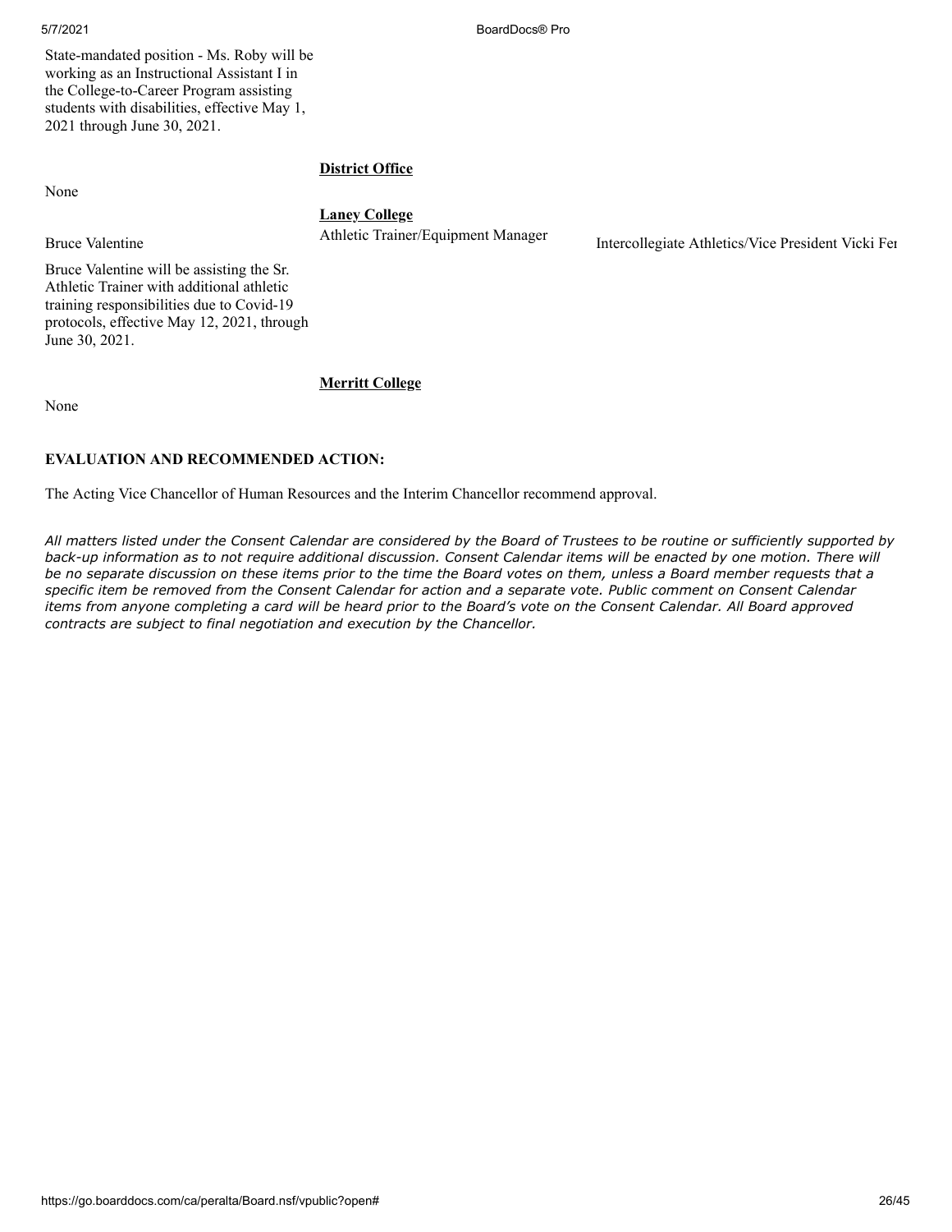State-mandated position - Ms. Roby will be working as an Instructional Assistant I in the College-to-Career Program assisting students with disabilities, effective May 1, 2021 through June 30, 2021.

**District Office**

None

**Laney College**

| | | |
|---|---|---|
| Bruce Valentine | Athletic Trainer/Equipment Manager | Intercollegiate Athletics/Vice President Vicki Fer |

Bruce Valentine will be assisting the Sr. Athletic Trainer with additional athletic training responsibilities due to Covid-19 protocols, effective May 12, 2021, through June 30, 2021.

**Merritt College**

None

**EVALUATION AND RECOMMENDED ACTION:**

The Acting Vice Chancellor of Human Resources and the Interim Chancellor recommend approval.

*All matters listed under the Consent Calendar are considered by the Board of Trustees to be routine or sufficiently supported by back-up information as to not require additional discussion. Consent Calendar items will be enacted by one motion. There will be no separate discussion on these items prior to the time the Board votes on them, unless a Board member requests that a specific item be removed from the Consent Calendar for action and a separate vote. Public comment on Consent Calendar items from anyone completing a card will be heard prior to the Board's vote on the Consent Calendar. All Board approved contracts are subject to final negotiation and execution by the Chancellor.*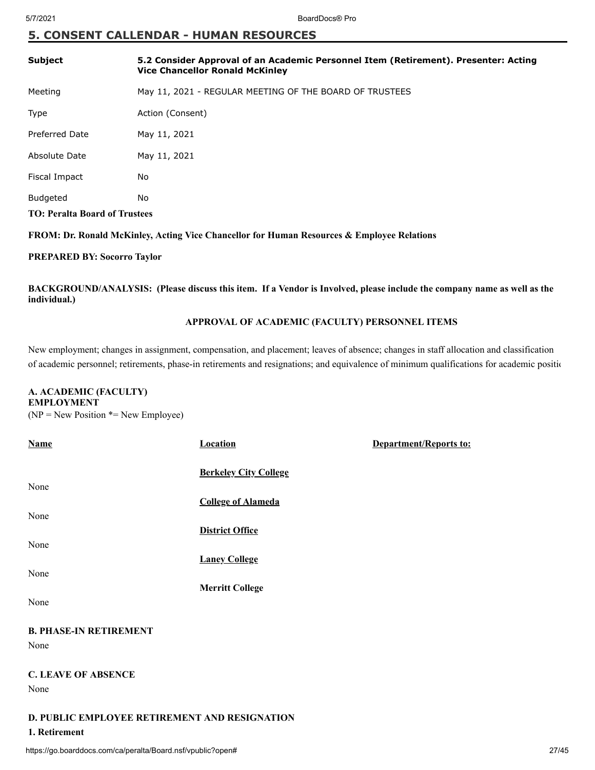## 5. CONSENT CALLENDAR - HUMAN RESOURCES

| | |
|---|---|
| **Subject** | **5.2 Consider Approval of an Academic Personnel Item (Retirement). Presenter: Acting Vice Chancellor Ronald McKinley** |
| Meeting | May 11, 2021 - REGULAR MEETING OF THE BOARD OF TRUSTEES |
| Type | Action (Consent) |
| Preferred Date | May 11, 2021 |
| Absolute Date | May 11, 2021 |
| Fiscal Impact | No |
| Budgeted | No |

**TO: Peralta Board of Trustees**

**FROM: Dr. Ronald McKinley, Acting Vice Chancellor for Human Resources & Employee Relations**

**PREPARED BY: Socorro Taylor**

**BACKGROUND/ANALYSIS: (Please discuss this item. If a Vendor is Involved, please include the company name as well as the individual.)**

**APPROVAL OF ACADEMIC (FACULTY) PERSONNEL ITEMS**

New employment; changes in assignment, compensation, and placement; leaves of absence; changes in staff allocation and classification of academic personnel; retirements, phase-in retirements and resignations; and equivalence of minimum qualifications for academic positio

**A. ACADEMIC (FACULTY) EMPLOYMENT**
(NP = New Position *= New Employee)

| **Name** | **Location** | **Department/Reports to:** |
|---|---|---|
| | **Berkeley City College** | |
| None | | |
| | **College of Alameda** | |
| None | | |
| | **District Office** | |
| None | | |
| | **Laney College** | |
| None | | |
| | **Merritt College** | |
| None | | |

**B. PHASE-IN RETIREMENT**

None

**C. LEAVE OF ABSENCE**

None

**D. PUBLIC EMPLOYEE RETIREMENT AND RESIGNATION**

**1. Retirement**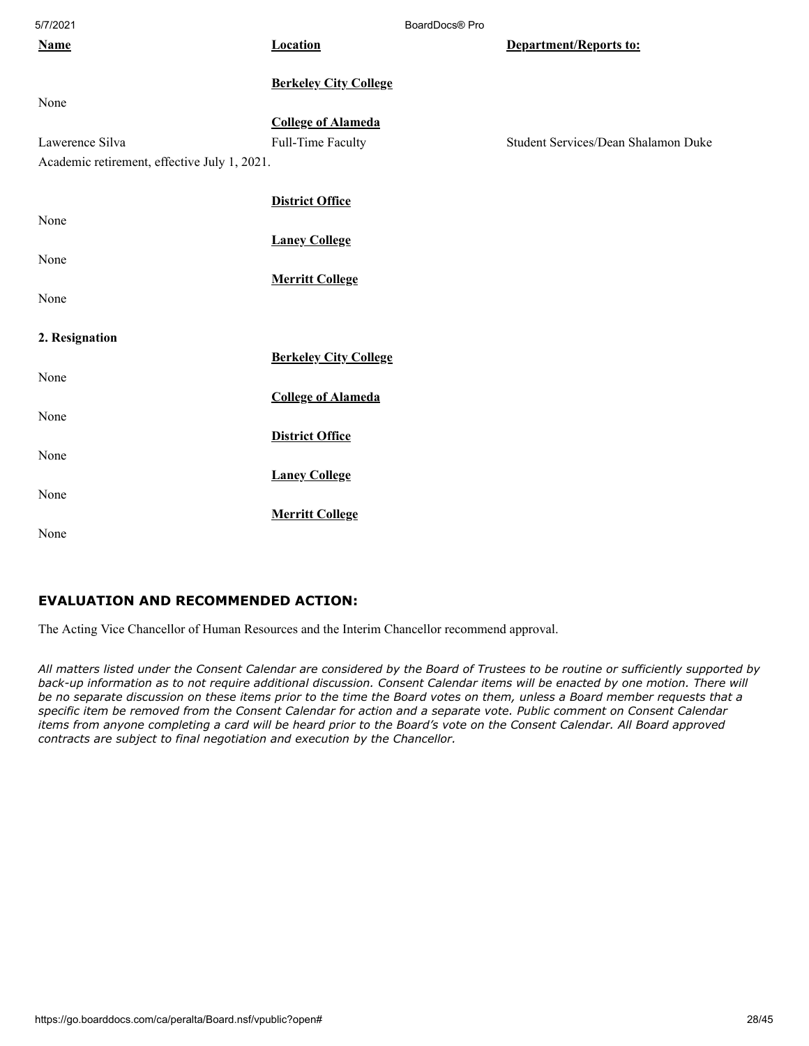| **Name** | **Location** | **Department/Reports to:** |
| --- | --- | --- |
| | **Berkeley City College** | |
| None | | |
| | **College of Alameda** | |
| Lawerence Silva | Full-Time Faculty | Student Services/Dean Shalamon Duke |
| Academic retirement, effective July 1, 2021. | | |
| | **District Office** | |
| None | | |
| | **Laney College** | |
| None | | |
| | **Merritt College** | |
| None | | |

**2. Resignation**

| | | |
| --- | --- | --- |
| | **Berkeley City College** | |
| None | | |
| | **College of Alameda** | |
| None | | |
| | **District Office** | |
| None | | |
| | **Laney College** | |
| None | | |
| | **Merritt College** | |
| None | | |

### EVALUATION AND RECOMMENDED ACTION:

The Acting Vice Chancellor of Human Resources and the Interim Chancellor recommend approval.

*All matters listed under the Consent Calendar are considered by the Board of Trustees to be routine or sufficiently supported by back-up information as to not require additional discussion. Consent Calendar items will be enacted by one motion. There will be no separate discussion on these items prior to the time the Board votes on them, unless a Board member requests that a specific item be removed from the Consent Calendar for action and a separate vote. Public comment on Consent Calendar items from anyone completing a card will be heard prior to the Board's vote on the Consent Calendar. All Board approved contracts are subject to final negotiation and execution by the Chancellor.*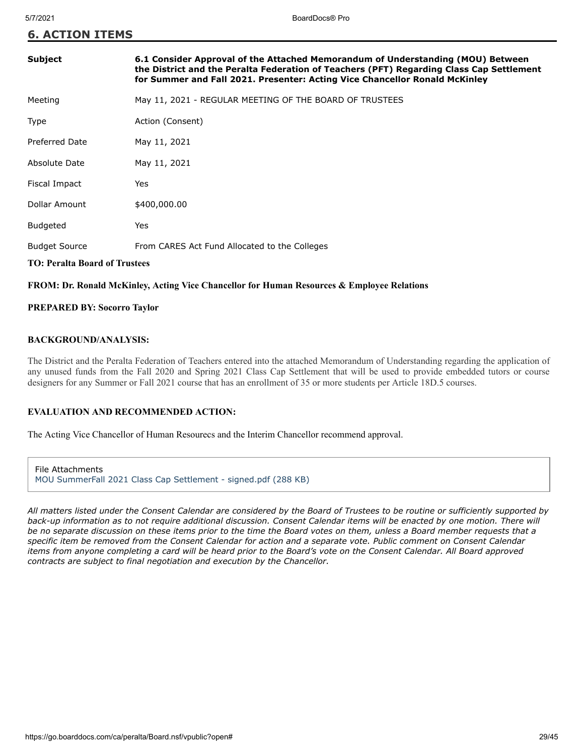## 6. ACTION ITEMS

| | |
|---|---|
| **Subject** | **6.1 Consider Approval of the Attached Memorandum of Understanding (MOU) Between the District and the Peralta Federation of Teachers (PFT) Regarding Class Cap Settlement for Summer and Fall 2021. Presenter: Acting Vice Chancellor Ronald McKinley** |
| Meeting | May 11, 2021 - REGULAR MEETING OF THE BOARD OF TRUSTEES |
| Type | Action (Consent) |
| Preferred Date | May 11, 2021 |
| Absolute Date | May 11, 2021 |
| Fiscal Impact | Yes |
| Dollar Amount | $400,000.00 |
| Budgeted | Yes |
| Budget Source | From CARES Act Fund Allocated to the Colleges |

**TO: Peralta Board of Trustees**

**FROM: Dr. Ronald McKinley, Acting Vice Chancellor for Human Resources & Employee Relations**

**PREPARED BY: Socorro Taylor**

**BACKGROUND/ANALYSIS:**

The District and the Peralta Federation of Teachers entered into the attached Memorandum of Understanding regarding the application of any unused funds from the Fall 2020 and Spring 2021 Class Cap Settlement that will be used to provide embedded tutors or course designers for any Summer or Fall 2021 course that has an enrollment of 35 or more students per Article 18D.5 courses.

**EVALUATION AND RECOMMENDED ACTION:**

The Acting Vice Chancellor of Human Resourecs and the Interim Chancellor recommend approval.

File Attachments
MOU SummerFall 2021 Class Cap Settlement - signed.pdf (288 KB)

*All matters listed under the Consent Calendar are considered by the Board of Trustees to be routine or sufficiently supported by back-up information as to not require additional discussion. Consent Calendar items will be enacted by one motion. There will be no separate discussion on these items prior to the time the Board votes on them, unless a Board member requests that a specific item be removed from the Consent Calendar for action and a separate vote. Public comment on Consent Calendar items from anyone completing a card will be heard prior to the Board's vote on the Consent Calendar. All Board approved contracts are subject to final negotiation and execution by the Chancellor.*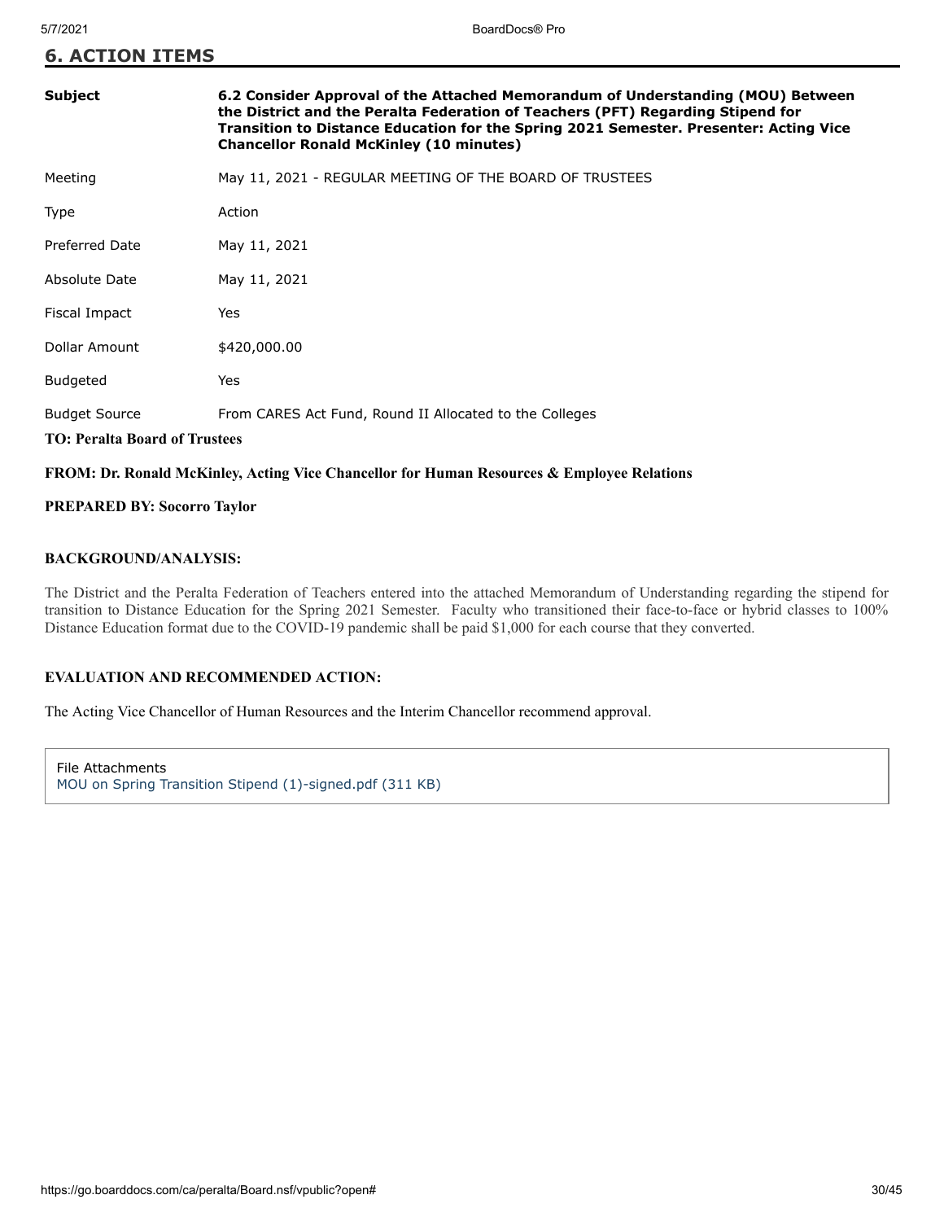## 6. ACTION ITEMS

| | |
|---|---|
| **Subject** | **6.2 Consider Approval of the Attached Memorandum of Understanding (MOU) Between the District and the Peralta Federation of Teachers (PFT) Regarding Stipend for Transition to Distance Education for the Spring 2021 Semester. Presenter: Acting Vice Chancellor Ronald McKinley (10 minutes)** |
| Meeting | May 11, 2021 - REGULAR MEETING OF THE BOARD OF TRUSTEES |
| Type | Action |
| Preferred Date | May 11, 2021 |
| Absolute Date | May 11, 2021 |
| Fiscal Impact | Yes |
| Dollar Amount | $420,000.00 |
| Budgeted | Yes |
| Budget Source | From CARES Act Fund, Round II Allocated to the Colleges |

**TO: Peralta Board of Trustees**

**FROM: Dr. Ronald McKinley, Acting Vice Chancellor for Human Resources & Employee Relations**

**PREPARED BY: Socorro Taylor**

**BACKGROUND/ANALYSIS:**

The District and the Peralta Federation of Teachers entered into the attached Memorandum of Understanding regarding the stipend for transition to Distance Education for the Spring 2021 Semester. Faculty who transitioned their face-to-face or hybrid classes to 100% Distance Education format due to the COVID-19 pandemic shall be paid $1,000 for each course that they converted.

**EVALUATION AND RECOMMENDED ACTION:**

The Acting Vice Chancellor of Human Resources and the Interim Chancellor recommend approval.

File Attachments
MOU on Spring Transition Stipend (1)-signed.pdf (311 KB)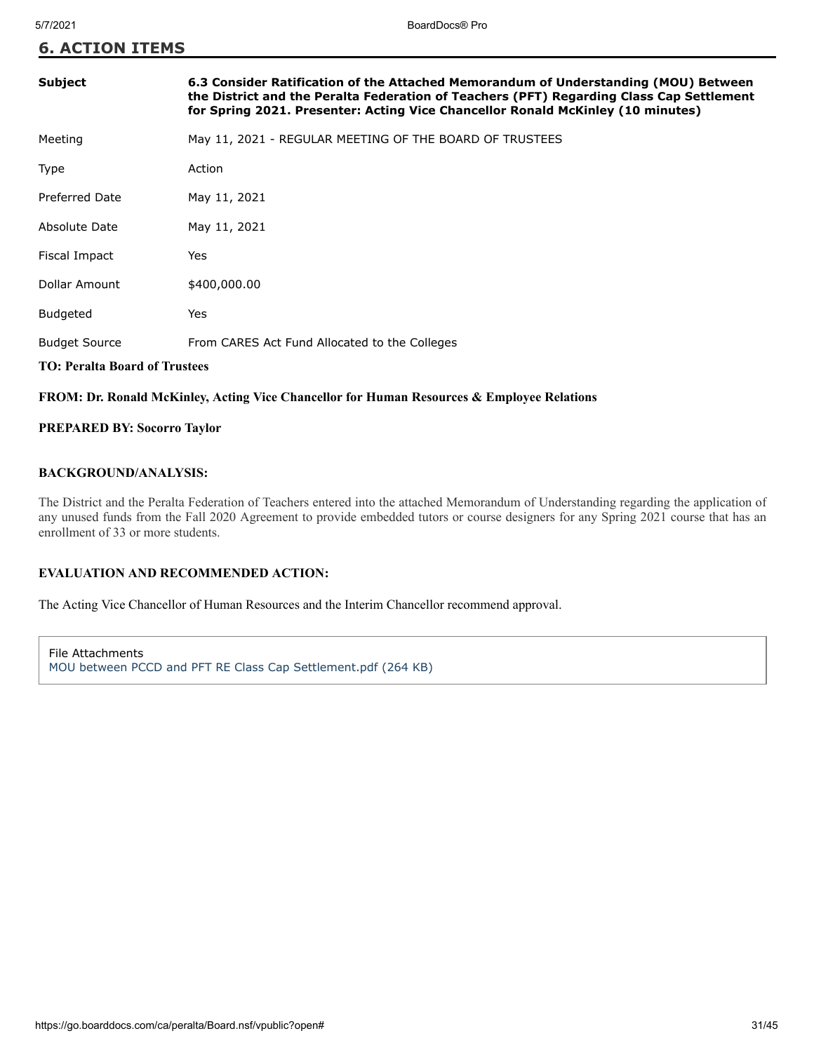## 6. ACTION ITEMS

| | |
|---|---|
| **Subject** | **6.3 Consider Ratification of the Attached Memorandum of Understanding (MOU) Between the District and the Peralta Federation of Teachers (PFT) Regarding Class Cap Settlement for Spring 2021. Presenter: Acting Vice Chancellor Ronald McKinley (10 minutes)** |
| Meeting | May 11, 2021 - REGULAR MEETING OF THE BOARD OF TRUSTEES |
| Type | Action |
| Preferred Date | May 11, 2021 |
| Absolute Date | May 11, 2021 |
| Fiscal Impact | Yes |
| Dollar Amount | $400,000.00 |
| Budgeted | Yes |
| Budget Source | From CARES Act Fund Allocated to the Colleges |

**TO: Peralta Board of Trustees**

**FROM: Dr. Ronald McKinley, Acting Vice Chancellor for Human Resources & Employee Relations**

**PREPARED BY: Socorro Taylor**

**BACKGROUND/ANALYSIS:**

The District and the Peralta Federation of Teachers entered into the attached Memorandum of Understanding regarding the application of any unused funds from the Fall 2020 Agreement to provide embedded tutors or course designers for any Spring 2021 course that has an enrollment of 33 or more students.

**EVALUATION AND RECOMMENDED ACTION:**

The Acting Vice Chancellor of Human Resources and the Interim Chancellor recommend approval.

File Attachments
MOU between PCCD and PFT RE Class Cap Settlement.pdf (264 KB)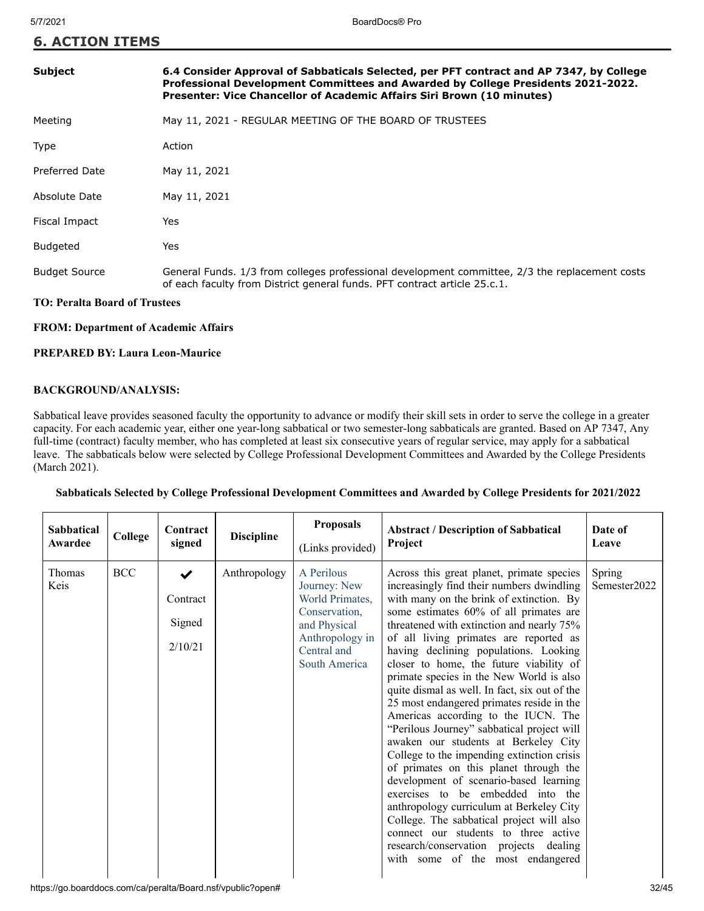## 6. ACTION ITEMS

| | |
|---|---|
| **Subject** | **6.4 Consider Approval of Sabbaticals Selected, per PFT contract and AP 7347, by College Professional Development Committees and Awarded by College Presidents 2021-2022. Presenter: Vice Chancellor of Academic Affairs Siri Brown (10 minutes)** |
| Meeting | May 11, 2021 - REGULAR MEETING OF THE BOARD OF TRUSTEES |
| Type | Action |
| Preferred Date | May 11, 2021 |
| Absolute Date | May 11, 2021 |
| Fiscal Impact | Yes |
| Budgeted | Yes |
| Budget Source | General Funds. 1/3 from colleges professional development committee, 2/3 the replacement costs of each faculty from District general funds. PFT contract article 25.c.1. |

**TO: Peralta Board of Trustees**

**FROM: Department of Academic Affairs**

**PREPARED BY: Laura Leon-Maurice**

**BACKGROUND/ANALYSIS:**

Sabbatical leave provides seasoned faculty the opportunity to advance or modify their skill sets in order to serve the college in a greater capacity. For each academic year, either one year-long sabbatical or two semester-long sabbaticals are granted. Based on AP 7347, Any full-time (contract) faculty member, who has completed at least six consecutive years of regular service, may apply for a sabbatical leave. The sabbaticals below were selected by College Professional Development Committees and Awarded by the College Presidents (March 2021).

**Sabbaticals Selected by College Professional Development Committees and Awarded by College Presidents for 2021/2022**

| Sabbatical Awardee | College | Contract signed | Discipline | Proposals (Links provided) | Abstract / Description of Sabbatical Project | Date of Leave |
|---|---|---|---|---|---|---|
| Thomas Keis | BCC | ✔ Contract Signed 2/10/21 | Anthropology | A Perilous Journey: New World Primates, Conservation, and Physical Anthropology in Central and South America | Across this great planet, primate species increasingly find their numbers dwindling with many on the brink of extinction. By some estimates 60% of all primates are threatened with extinction and nearly 75% of all living primates are reported as having declining populations. Looking closer to home, the future viability of primate species in the New World is also quite dismal as well. In fact, six out of the 25 most endangered primates reside in the Americas according to the IUCN. The "Perilous Journey" sabbatical project will awaken our students at Berkeley City College to the impending extinction crisis of primates on this planet through the development of scenario-based learning exercises to be embedded into the anthropology curriculum at Berkeley City College. The sabbatical project will also connect our students to three active research/conservation projects dealing with some of the most endangered | Spring Semester2022 |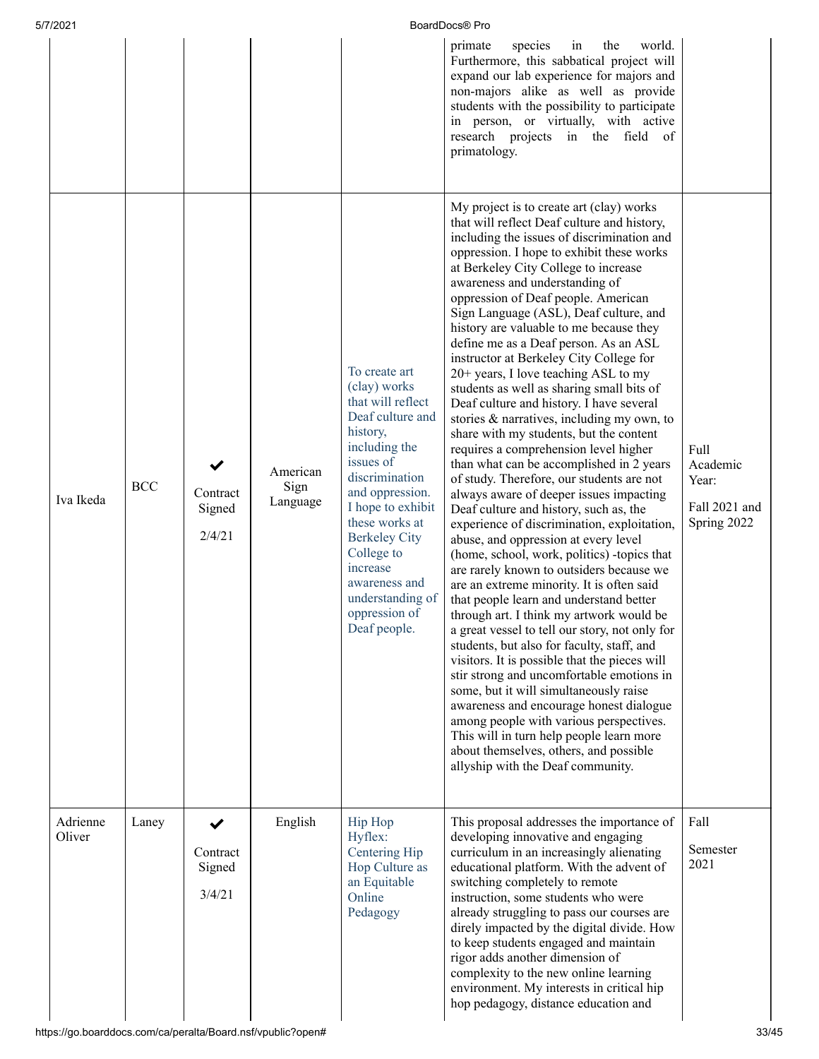|  |  |  |  |  |  |  |
|---|---|---|---|---|---|---|
|  |  |  |  |  | primate species in the world. Furthermore, this sabbatical project will expand our lab experience for majors and non-majors alike as well as provide students with the possibility to participate in person, or virtually, with active research projects in the field of primatology. |  |
| Iva Ikeda | BCC | ✔ Contract Signed 2/4/21 | American Sign Language | To create art (clay) works that will reflect Deaf culture and history, including the issues of discrimination and oppression. I hope to exhibit these works at Berkeley City College to increase awareness and understanding of oppression of Deaf people. | My project is to create art (clay) works that will reflect Deaf culture and history, including the issues of discrimination and oppression. I hope to exhibit these works at Berkeley City College to increase awareness and understanding of oppression of Deaf people. American Sign Language (ASL), Deaf culture, and history are valuable to me because they define me as a Deaf person. As an ASL instructor at Berkeley City College for 20+ years, I love teaching ASL to my students as well as sharing small bits of Deaf culture and history. I have several stories & narratives, including my own, to share with my students, but the content requires a comprehension level higher than what can be accomplished in 2 years of study. Therefore, our students are not always aware of deeper issues impacting Deaf culture and history, such as, the experience of discrimination, exploitation, abuse, and oppression at every level (home, school, work, politics) -topics that are rarely known to outsiders because we are an extreme minority. It is often said that people learn and understand better through art. I think my artwork would be a great vessel to tell our story, not only for students, but also for faculty, staff, and visitors. It is possible that the pieces will stir strong and uncomfortable emotions in some, but it will simultaneously raise awareness and encourage honest dialogue among people with various perspectives. This will in turn help people learn more about themselves, others, and possible allyship with the Deaf community. | Full Academic Year: Fall 2021 and Spring 2022 |
| Adrienne Oliver | Laney | ✔ Contract Signed 3/4/21 | English | Hip Hop Hyflex: Centering Hip Hop Culture as an Equitable Online Pedagogy | This proposal addresses the importance of developing innovative and engaging curriculum in an increasingly alienating educational platform. With the advent of switching completely to remote instruction, some students who were already struggling to pass our courses are direly impacted by the digital divide. How to keep students engaged and maintain rigor adds another dimension of complexity to the new online learning environment. My interests in critical hip hop pedagogy, distance education and | Fall Semester 2021 |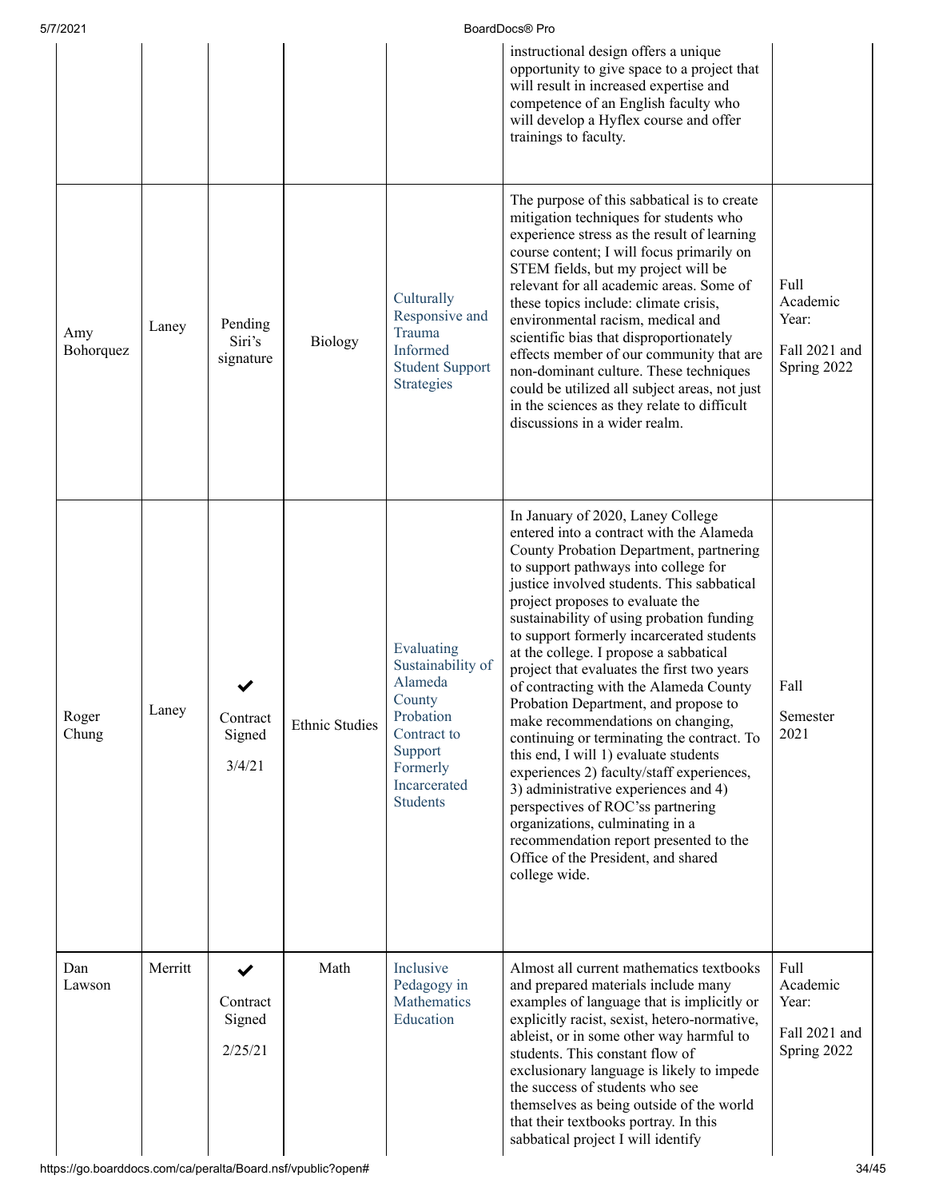| | | | | | instructional design offers a unique opportunity to give space to a project that will result in increased expertise and competence of an English faculty who will develop a Hyflex course and offer trainings to faculty. | |
|---|---|---|---|---|---|---|
| Amy Bohorquez | Laney | Pending Siri's signature | Biology | Culturally Responsive and Trauma Informed Student Support Strategies | The purpose of this sabbatical is to create mitigation techniques for students who experience stress as the result of learning course content; I will focus primarily on STEM fields, but my project will be relevant for all academic areas. Some of these topics include: climate crisis, environmental racism, medical and scientific bias that disproportionately effects member of our community that are non-dominant culture. These techniques could be utilized all subject areas, not just in the sciences as they relate to difficult discussions in a wider realm. | Full Academic Year: Fall 2021 and Spring 2022 |
| Roger Chung | Laney | ✔ Contract Signed 3/4/21 | Ethnic Studies | Evaluating Sustainability of Alameda County Probation Contract to Support Formerly Incarcerated Students | In January of 2020, Laney College entered into a contract with the Alameda County Probation Department, partnering to support pathways into college for justice involved students. This sabbatical project proposes to evaluate the sustainability of using probation funding to support formerly incarcerated students at the college. I propose a sabbatical project that evaluates the first two years of contracting with the Alameda County Probation Department, and propose to make recommendations on changing, continuing or terminating the contract. To this end, I will 1) evaluate students experiences 2) faculty/staff experiences, 3) administrative experiences and 4) perspectives of ROC'ss partnering organizations, culminating in a recommendation report presented to the Office of the President, and shared college wide. | Fall Semester 2021 |
| Dan Lawson | Merritt | ✔ Contract Signed 2/25/21 | Math | Inclusive Pedagogy in Mathematics Education | Almost all current mathematics textbooks and prepared materials include many examples of language that is implicitly or explicitly racist, sexist, hetero-normative, ableist, or in some other way harmful to students. This constant flow of exclusionary language is likely to impede the success of students who see themselves as being outside of the world that their textbooks portray. In this sabbatical project I will identify | Full Academic Year: Fall 2021 and Spring 2022 |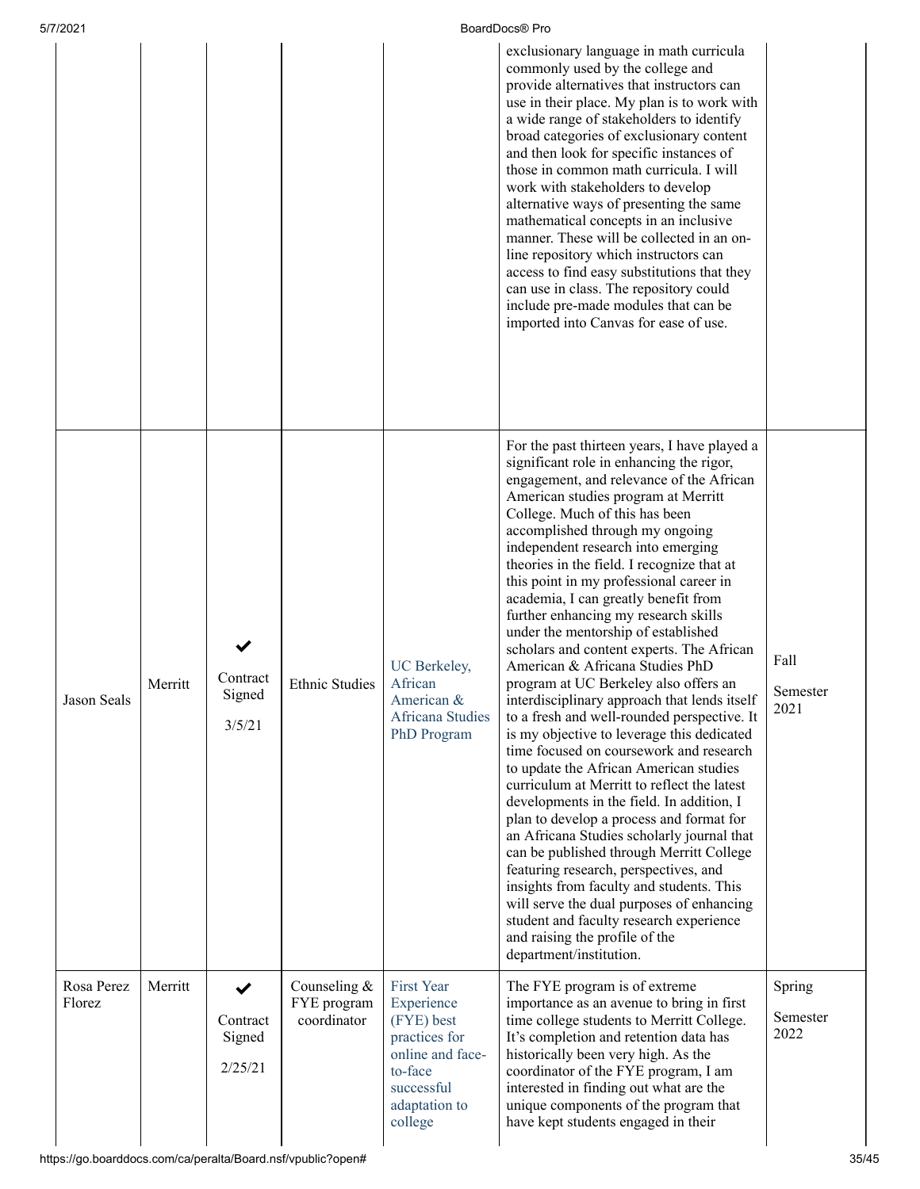| | | | | | | |
|---|---|---|---|---|---|---|
| | | | | | exclusionary language in math curricula commonly used by the college and provide alternatives that instructors can use in their place. My plan is to work with a wide range of stakeholders to identify broad categories of exclusionary content and then look for specific instances of those in common math curricula. I will work with stakeholders to develop alternative ways of presenting the same mathematical concepts in an inclusive manner. These will be collected in an on-line repository which instructors can access to find easy substitutions that they can use in class. The repository could include pre-made modules that can be imported into Canvas for ease of use. | |
| Jason Seals | Merritt | ✔ Contract Signed 3/5/21 | Ethnic Studies | UC Berkeley, African American & Africana Studies PhD Program | For the past thirteen years, I have played a significant role in enhancing the rigor, engagement, and relevance of the African American studies program at Merritt College. Much of this has been accomplished through my ongoing independent research into emerging theories in the field. I recognize that at this point in my professional career in academia, I can greatly benefit from further enhancing my research skills under the mentorship of established scholars and content experts. The African American & Africana Studies PhD program at UC Berkeley also offers an interdisciplinary approach that lends itself to a fresh and well-rounded perspective. It is my objective to leverage this dedicated time focused on coursework and research to update the African American studies curriculum at Merritt to reflect the latest developments in the field. In addition, I plan to develop a process and format for an Africana Studies scholarly journal that can be published through Merritt College featuring research, perspectives, and insights from faculty and students. This will serve the dual purposes of enhancing student and faculty research experience and raising the profile of the department/institution. | Fall Semester 2021 |
| Rosa Perez Florez | Merritt | ✔ Contract Signed 2/25/21 | Counseling & FYE program coordinator | First Year Experience (FYE) best practices for online and face-to-face successful adaptation to college | The FYE program is of extreme importance as an avenue to bring in first time college students to Merritt College. It's completion and retention data has historically been very high. As the coordinator of the FYE program, I am interested in finding out what are the unique components of the program that have kept students engaged in their | Spring Semester 2022 |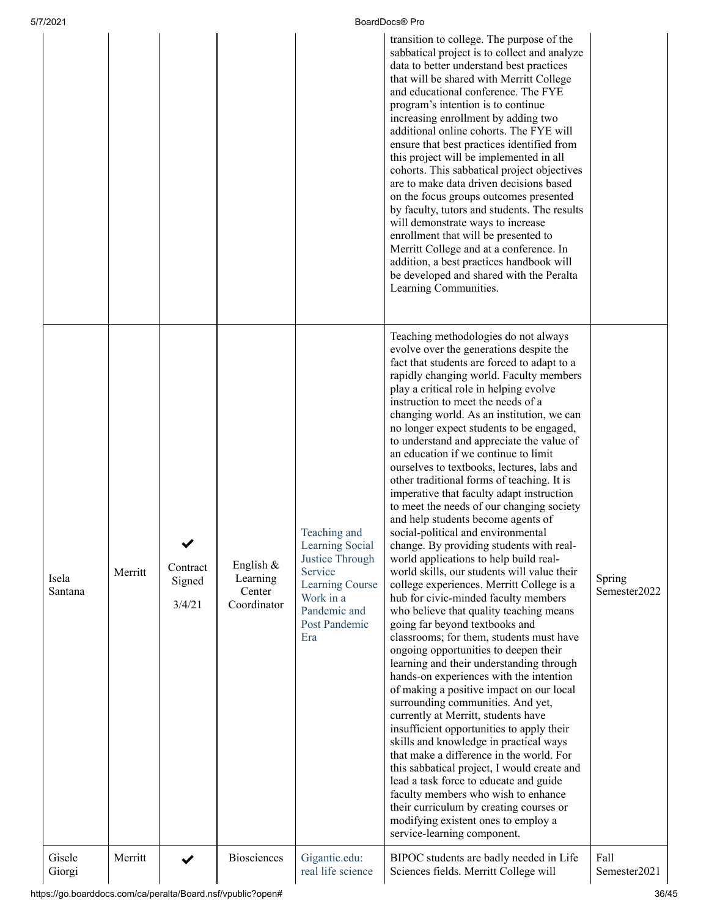| | | | | | | |
|---|---|---|---|---|---|---|
| | | | | | transition to college. The purpose of the sabbatical project is to collect and analyze data to better understand best practices that will be shared with Merritt College and educational conference. The FYE program's intention is to continue increasing enrollment by adding two additional online cohorts. The FYE will ensure that best practices identified from this project will be implemented in all cohorts. This sabbatical project objectives are to make data driven decisions based on the focus groups outcomes presented by faculty, tutors and students. The results will demonstrate ways to increase enrollment that will be presented to Merritt College and at a conference. In addition, a best practices handbook will be developed and shared with the Peralta Learning Communities. | |
| Isela Santana | Merritt | ✔ Contract Signed 3/4/21 | English & Learning Center Coordinator | Teaching and Learning Social Justice Through Service Learning Course Work in a Pandemic and Post Pandemic Era | Teaching methodologies do not always evolve over the generations despite the fact that students are forced to adapt to a rapidly changing world. Faculty members play a critical role in helping evolve instruction to meet the needs of a changing world. As an institution, we can no longer expect students to be engaged, to understand and appreciate the value of an education if we continue to limit ourselves to textbooks, lectures, labs and other traditional forms of teaching. It is imperative that faculty adapt instruction to meet the needs of our changing society and help students become agents of social-political and environmental change. By providing students with real-world applications to help build real-world skills, our students will value their college experiences. Merritt College is a hub for civic-minded faculty members who believe that quality teaching means going far beyond textbooks and classrooms; for them, students must have ongoing opportunities to deepen their learning and their understanding through hands-on experiences with the intention of making a positive impact on our local surrounding communities. And yet, currently at Merritt, students have insufficient opportunities to apply their skills and knowledge in practical ways that make a difference in the world. For this sabbatical project, I would create and lead a task force to educate and guide faculty members who wish to enhance their curriculum by creating courses or modifying existent ones to employ a service-learning component. | Spring Semester2022 |
| Gisele Giorgi | Merritt | ✔ | Biosciences | Gigantic.edu: real life science | BIPOC students are badly needed in Life Sciences fields. Merritt College will | Fall Semester2021 |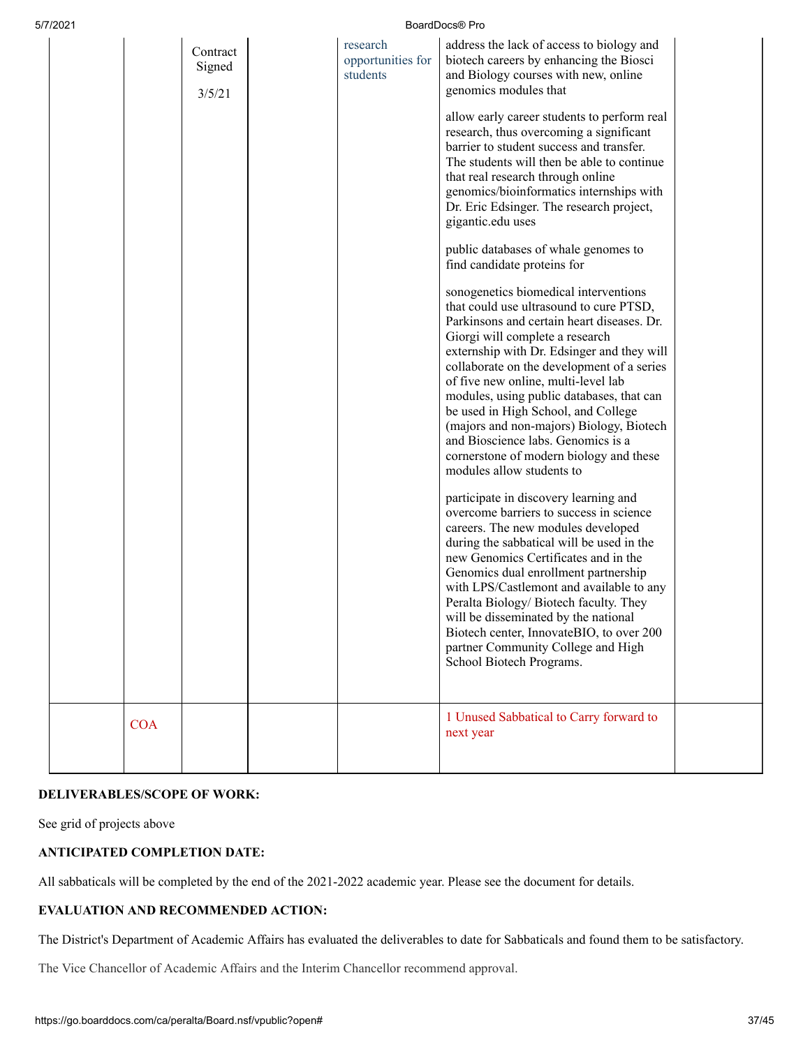|  |  | Contract Signed<br><br>3/5/21 |  | research opportunities for students | address the lack of access to biology and biotech careers by enhancing the Biosci and Biology courses with new, online genomics modules that<br><br>allow early career students to perform real research, thus overcoming a significant barrier to student success and transfer. The students will then be able to continue that real research through online genomics/bioinformatics internships with Dr. Eric Edsinger. The research project, gigantic.edu uses<br><br>public databases of whale genomes to find candidate proteins for<br><br>sonogenetics biomedical interventions that could use ultrasound to cure PTSD, Parkinsons and certain heart diseases. Dr. Giorgi will complete a research externship with Dr. Edsinger and they will collaborate on the development of a series of five new online, multi-level lab modules, using public databases, that can be used in High School, and College (majors and non-majors) Biology, Biotech and Bioscience labs. Genomics is a cornerstone of modern biology and these modules allow students to<br><br>participate in discovery learning and overcome barriers to success in science careers. The new modules developed during the sabbatical will be used in the new Genomics Certificates and in the Genomics dual enrollment partnership with LPS/Castlemont and available to any Peralta Biology/ Biotech faculty. They will be disseminated by the national Biotech center, InnovateBIO, to over 200 partner Community College and High School Biotech Programs. |  |
|---|---|---|---|---|---|---|
|  | COA |  |  |  | 1 Unused Sabbatical to Carry forward to next year |  |

**DELIVERABLES/SCOPE OF WORK:**

See grid of projects above

**ANTICIPATED COMPLETION DATE:**

All sabbaticals will be completed by the end of the 2021-2022 academic year. Please see the document for details.

**EVALUATION AND RECOMMENDED ACTION:**

The District's Department of Academic Affairs has evaluated the deliverables to date for Sabbaticals and found them to be satisfactory.

The Vice Chancellor of Academic Affairs and the Interim Chancellor recommend approval.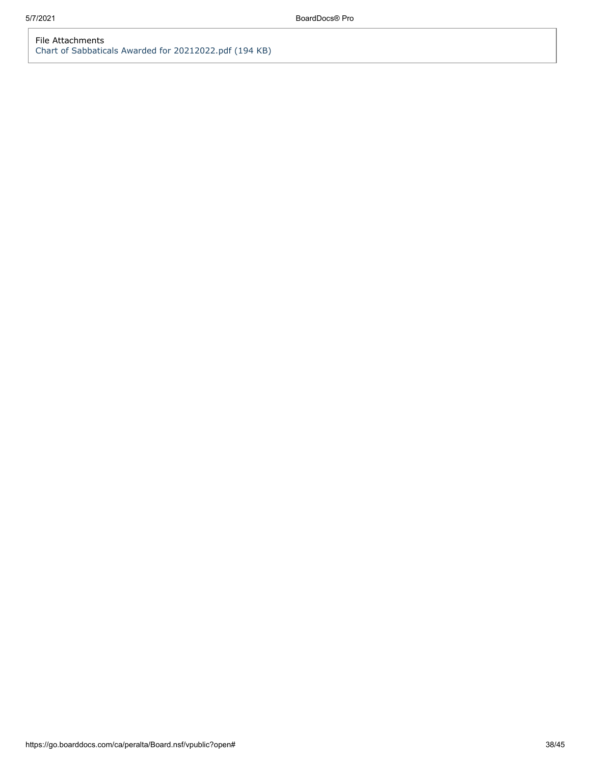File Attachments

Chart of Sabbaticals Awarded for 20212022.pdf (194 KB)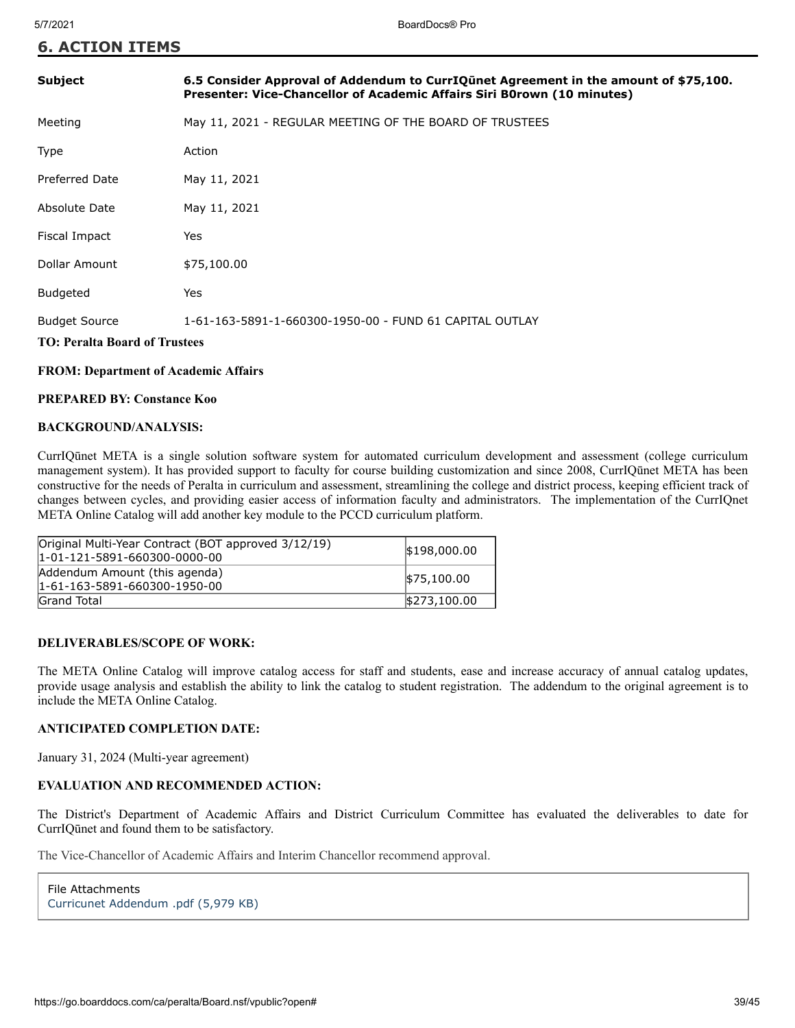## 6. ACTION ITEMS

| | |
|---|---|
| **Subject** | **6.5 Consider Approval of Addendum to CurrIQūnet Agreement in the amount of $75,100. Presenter: Vice-Chancellor of Academic Affairs Siri B0rown (10 minutes)** |
| Meeting | May 11, 2021 - REGULAR MEETING OF THE BOARD OF TRUSTEES |
| Type | Action |
| Preferred Date | May 11, 2021 |
| Absolute Date | May 11, 2021 |
| Fiscal Impact | Yes |
| Dollar Amount | $75,100.00 |
| Budgeted | Yes |
| Budget Source | 1-61-163-5891-1-660300-1950-00 - FUND 61 CAPITAL OUTLAY |

**TO: Peralta Board of Trustees**

**FROM: Department of Academic Affairs**

**PREPARED BY: Constance Koo**

**BACKGROUND/ANALYSIS:**

CurrIQūnet META is a single solution software system for automated curriculum development and assessment (college curriculum management system). It has provided support to faculty for course building customization and since 2008, CurrIQūnet META has been constructive for the needs of Peralta in curriculum and assessment, streamlining the college and district process, keeping efficient track of changes between cycles, and providing easier access of information faculty and administrators. The implementation of the CurrIQnet META Online Catalog will add another key module to the PCCD curriculum platform.

| | |
|---|---|
| Original Multi-Year Contract (BOT approved 3/12/19) 1-01-121-5891-660300-0000-00 | $198,000.00 |
| Addendum Amount (this agenda) 1-61-163-5891-660300-1950-00 | $75,100.00 |
| Grand Total | $273,100.00 |

**DELIVERABLES/SCOPE OF WORK:**

The META Online Catalog will improve catalog access for staff and students, ease and increase accuracy of annual catalog updates, provide usage analysis and establish the ability to link the catalog to student registration. The addendum to the original agreement is to include the META Online Catalog.

**ANTICIPATED COMPLETION DATE:**

January 31, 2024 (Multi-year agreement)

**EVALUATION AND RECOMMENDED ACTION:**

The District's Department of Academic Affairs and District Curriculum Committee has evaluated the deliverables to date for CurrIQūnet and found them to be satisfactory.

The Vice-Chancellor of Academic Affairs and Interim Chancellor recommend approval.

File Attachments
Curricunet Addendum .pdf (5,979 KB)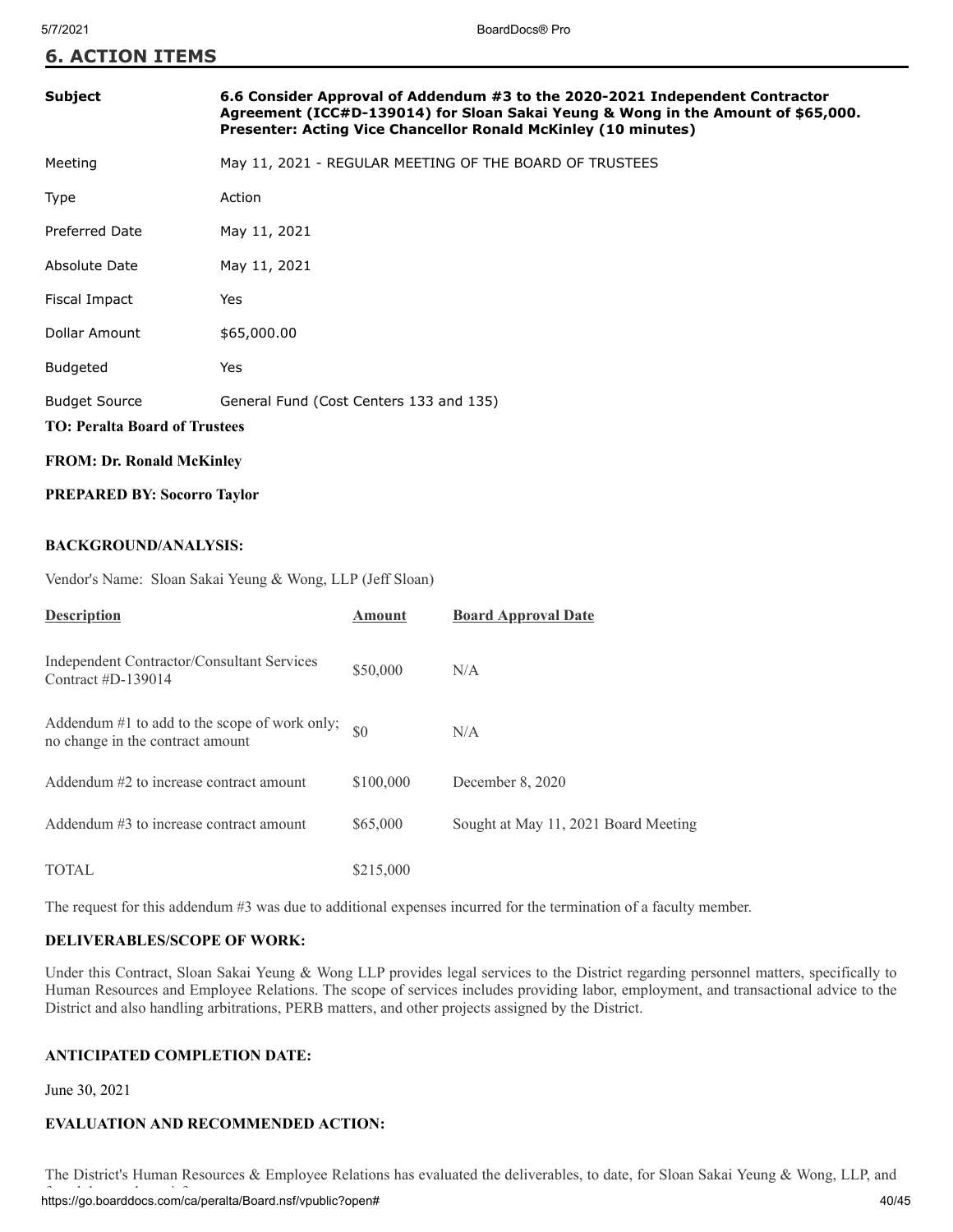## 6. ACTION ITEMS

| | |
|---|---|
| **Subject** | **6.6 Consider Approval of Addendum #3 to the 2020-2021 Independent Contractor Agreement (ICC#D-139014) for Sloan Sakai Yeung & Wong in the Amount of $65,000. Presenter: Acting Vice Chancellor Ronald McKinley (10 minutes)** |
| Meeting | May 11, 2021 - REGULAR MEETING OF THE BOARD OF TRUSTEES |
| Type | Action |
| Preferred Date | May 11, 2021 |
| Absolute Date | May 11, 2021 |
| Fiscal Impact | Yes |
| Dollar Amount | $65,000.00 |
| Budgeted | Yes |
| Budget Source | General Fund (Cost Centers 133 and 135) |

**TO: Peralta Board of Trustees**

**FROM: Dr. Ronald McKinley**

**PREPARED BY: Socorro Taylor**

**BACKGROUND/ANALYSIS:**

Vendor's Name: Sloan Sakai Yeung & Wong, LLP (Jeff Sloan)

| Description | Amount | Board Approval Date |
|---|---|---|
| Independent Contractor/Consultant Services Contract #D-139014 | $50,000 | N/A |
| Addendum #1 to add to the scope of work only; no change in the contract amount | $0 | N/A |
| Addendum #2 to increase contract amount | $100,000 | December 8, 2020 |
| Addendum #3 to increase contract amount | $65,000 | Sought at May 11, 2021 Board Meeting |
| TOTAL | $215,000 | |

The request for this addendum #3 was due to additional expenses incurred for the termination of a faculty member.

**DELIVERABLES/SCOPE OF WORK:**

Under this Contract, Sloan Sakai Yeung & Wong LLP provides legal services to the District regarding personnel matters, specifically to Human Resources and Employee Relations. The scope of services includes providing labor, employment, and transactional advice to the District and also handling arbitrations, PERB matters, and other projects assigned by the District.

**ANTICIPATED COMPLETION DATE:**

June 30, 2021

**EVALUATION AND RECOMMENDED ACTION:**

The District's Human Resources & Employee Relations has evaluated the deliverables, to date, for Sloan Sakai Yeung & Wong, LLP, and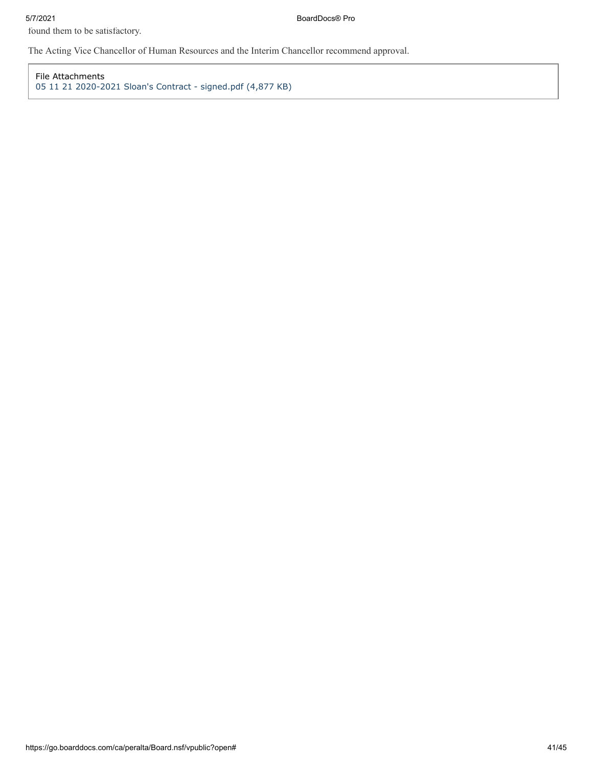found them to be satisfactory.

The Acting Vice Chancellor of Human Resources and the Interim Chancellor recommend approval.

File Attachments
05 11 21 2020-2021 Sloan's Contract - signed.pdf (4,877 KB)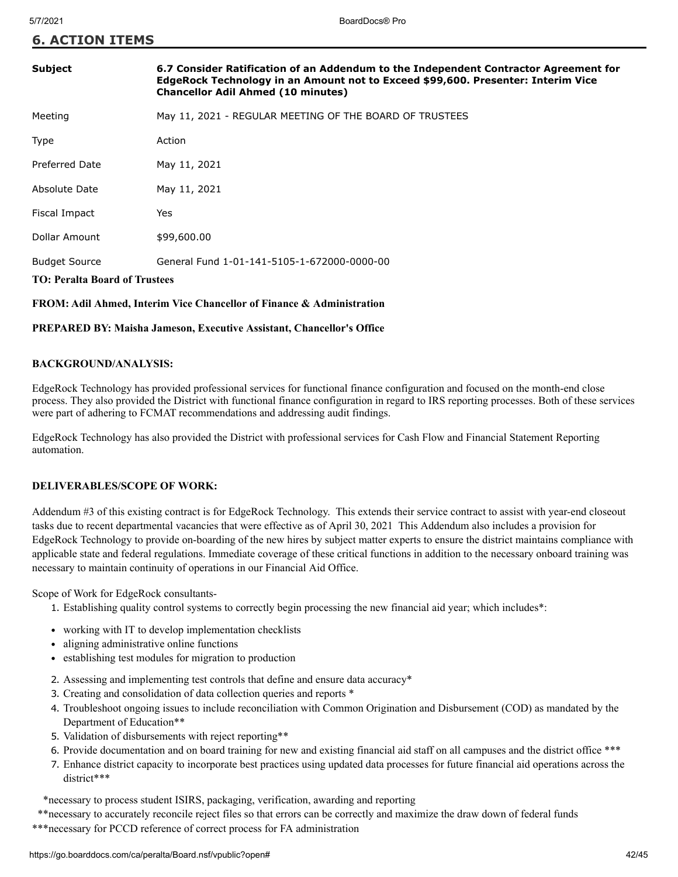## 6. ACTION ITEMS

| | |
|---|---|
| **Subject** | **6.7 Consider Ratification of an Addendum to the Independent Contractor Agreement for EdgeRock Technology in an Amount not to Exceed $99,600. Presenter: Interim Vice Chancellor Adil Ahmed (10 minutes)** |
| Meeting | May 11, 2021 - REGULAR MEETING OF THE BOARD OF TRUSTEES |
| Type | Action |
| Preferred Date | May 11, 2021 |
| Absolute Date | May 11, 2021 |
| Fiscal Impact | Yes |
| Dollar Amount | $99,600.00 |
| Budget Source | General Fund 1-01-141-5105-1-672000-0000-00 |

**TO: Peralta Board of Trustees**

**FROM: Adil Ahmed, Interim Vice Chancellor of Finance & Administration**

**PREPARED BY: Maisha Jameson, Executive Assistant, Chancellor's Office**

**BACKGROUND/ANALYSIS:**

EdgeRock Technology has provided professional services for functional finance configuration and focused on the month-end close process. They also provided the District with functional finance configuration in regard to IRS reporting processes. Both of these services were part of adhering to FCMAT recommendations and addressing audit findings.

EdgeRock Technology has also provided the District with professional services for Cash Flow and Financial Statement Reporting automation.

**DELIVERABLES/SCOPE OF WORK:**

Addendum #3 of this existing contract is for EdgeRock Technology. This extends their service contract to assist with year-end closeout tasks due to recent departmental vacancies that were effective as of April 30, 2021 This Addendum also includes a provision for EdgeRock Technology to provide on-boarding of the new hires by subject matter experts to ensure the district maintains compliance with applicable state and federal regulations. Immediate coverage of these critical functions in addition to the necessary onboard training was necessary to maintain continuity of operations in our Financial Aid Office.

Scope of Work for EdgeRock consultants-

1. Establishing quality control systems to correctly begin processing the new financial aid year; which includes*:
   - working with IT to develop implementation checklists
   - aligning administrative online functions
   - establishing test modules for migration to production
2. Assessing and implementing test controls that define and ensure data accuracy*
3. Creating and consolidation of data collection queries and reports *
4. Troubleshoot ongoing issues to include reconciliation with Common Origination and Disbursement (COD) as mandated by the Department of Education**
5. Validation of disbursements with reject reporting**
6. Provide documentation and on board training for new and existing financial aid staff on all campuses and the district office ***
7. Enhance district capacity to incorporate best practices using updated data processes for future financial aid operations across the district***

*necessary to process student ISIRS, packaging, verification, awarding and reporting

**necessary to accurately reconcile reject files so that errors can be correctly and maximize the draw down of federal funds

***necessary for PCCD reference of correct process for FA administration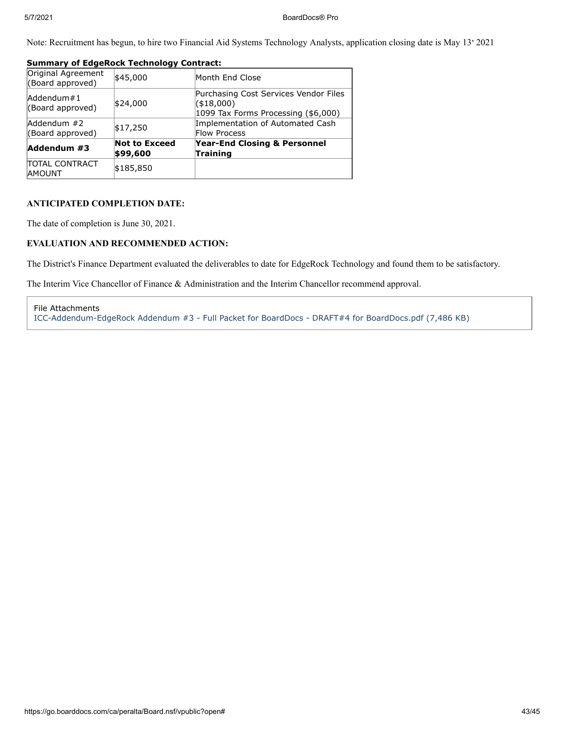Note: Recruitment has begun, to hire two Financial Aid Systems Technology Analysts, application closing date is May 13' 2021

**Summary of EdgeRock Technology Contract:**

| | | |
|---|---|---|
| Original Agreement (Board approved) | $45,000 | Month End Close |
| Addendum#1 (Board approved) | $24,000 | Purchasing Cost Services Vendor Files ($18,000)<br>1099 Tax Forms Processing ($6,000) |
| Addendum #2 (Board approved) | $17,250 | Implementation of Automated Cash Flow Process |
| **Addendum #3** | **Not to Exceed $99,600** | **Year-End Closing & Personnel Training** |
| TOTAL CONTRACT AMOUNT | $185,850 | |

### ANTICIPATED COMPLETION DATE:

The date of completion is June 30, 2021.

### EVALUATION AND RECOMMENDED ACTION:

The District's Finance Department evaluated the deliverables to date for EdgeRock Technology and found them to be satisfactory.

The Interim Vice Chancellor of Finance & Administration and the Interim Chancellor recommend approval.

File Attachments
ICC-Addendum-EdgeRock Addendum #3 - Full Packet for BoardDocs - DRAFT#4 for BoardDocs.pdf (7,486 KB)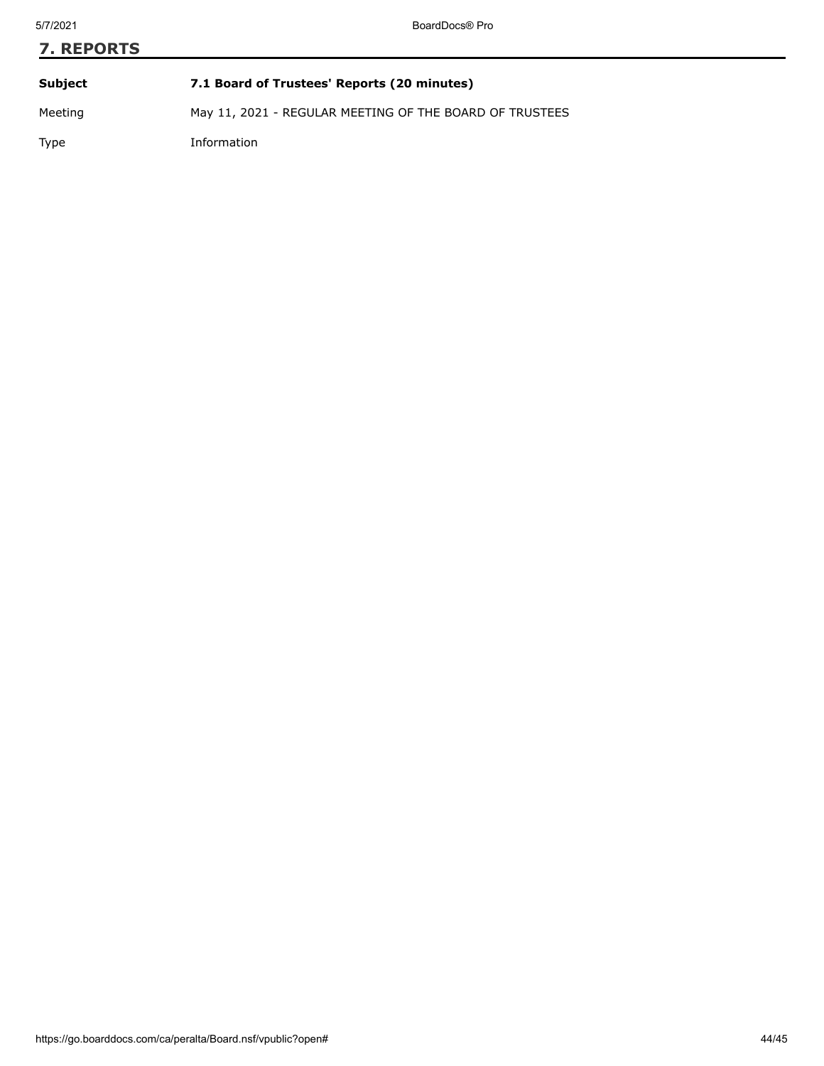## 7. REPORTS

| | |
|---|---|
| **Subject** | **7.1 Board of Trustees' Reports (20 minutes)** |
| Meeting | May 11, 2021 - REGULAR MEETING OF THE BOARD OF TRUSTEES |
| Type | Information |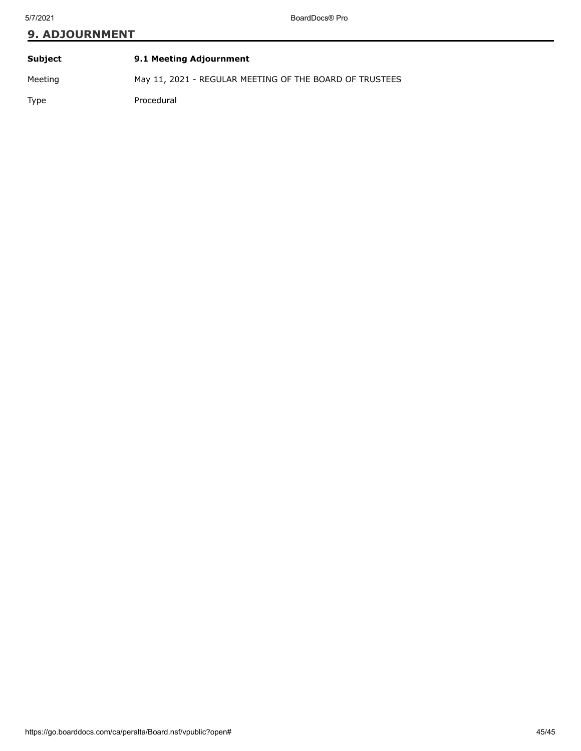## 9. ADJOURNMENT

| | |
|---|---|
| **Subject** | **9.1 Meeting Adjournment** |
| Meeting | May 11, 2021 - REGULAR MEETING OF THE BOARD OF TRUSTEES |
| Type | Procedural |